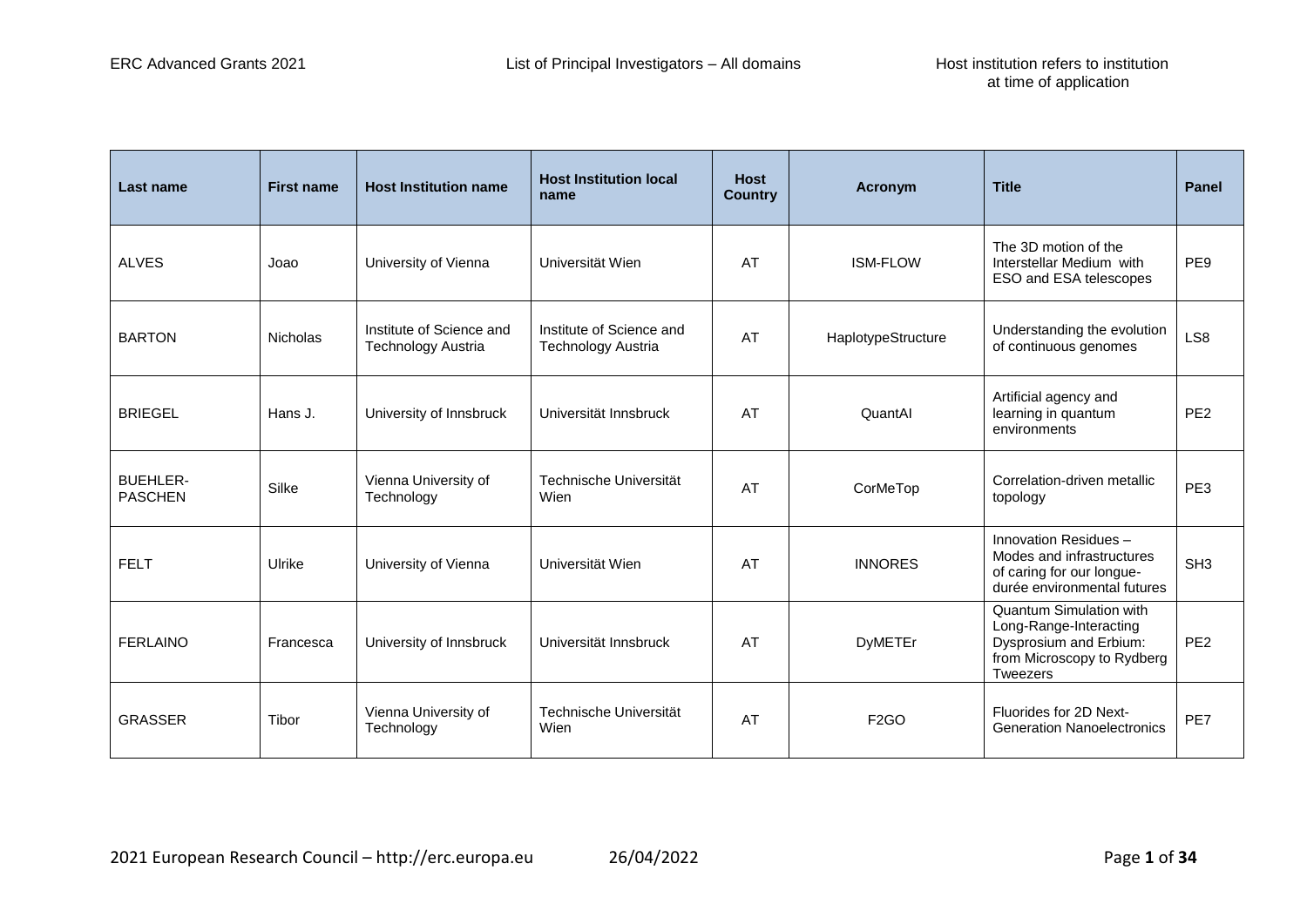| Last name | First name | Host Institution name | Host Institution local name | Host Country | Acronym | Title | Panel |
|---|---|---|---|---|---|---|---|
| ALVES | Joao | University of Vienna | Universität Wien | AT | ISM-FLOW | The 3D motion of the Interstellar Medium with ESO and ESA telescopes | PE9 |
| BARTON | Nicholas | Institute of Science and Technology Austria | Institute of Science and Technology Austria | AT | HaplotypeStructure | Understanding the evolution of continuous genomes | LS8 |
| BRIEGEL | Hans J. | University of Innsbruck | Universität Innsbruck | AT | QuantAI | Artificial agency and learning in quantum environments | PE2 |
| BUEHLER-PASCHEN | Silke | Vienna University of Technology | Technische Universität Wien | AT | CorMeTop | Correlation-driven metallic topology | PE3 |
| FELT | Ulrike | University of Vienna | Universität Wien | AT | INNORES | Innovation Residues – Modes and infrastructures of caring for our longue-durée environmental futures | SH3 |
| FERLAINO | Francesca | University of Innsbruck | Universität Innsbruck | AT | DyMETEr | Quantum Simulation with Long-Range-Interacting Dysprosium and Erbium: from Microscopy to Rydberg Tweezers | PE2 |
| GRASSER | Tibor | Vienna University of Technology | Technische Universität Wien | AT | F2GO | Fluorides for 2D Next-Generation Nanoelectronics | PE7 |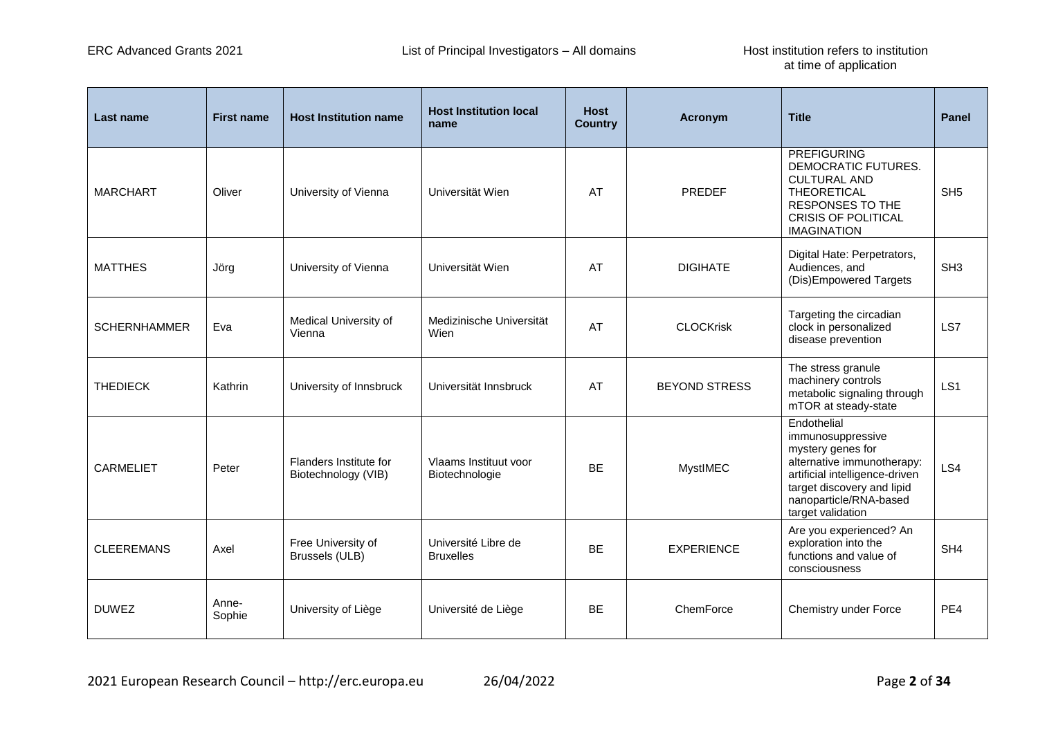| Last name | First name | Host Institution name | Host Institution local name | Host Country | Acronym | Title | Panel |
|---|---|---|---|---|---|---|---|
| MARCHART | Oliver | University of Vienna | Universität Wien | AT | PREDEF | PREFIGURING DEMOCRATIC FUTURES. CULTURAL AND THEORETICAL RESPONSES TO THE CRISIS OF POLITICAL IMAGINATION | SH5 |
| MATTHES | Jörg | University of Vienna | Universität Wien | AT | DIGIHATE | Digital Hate: Perpetrators, Audiences, and (Dis)Empowered Targets | SH3 |
| SCHERNHAMMER | Eva | Medical University of Vienna | Medizinische Universität Wien | AT | CLOCKrisk | Targeting the circadian clock in personalized disease prevention | LS7 |
| THEDIECK | Kathrin | University of Innsbruck | Universität Innsbruck | AT | BEYOND STRESS | The stress granule machinery controls metabolic signaling through mTOR at steady-state | LS1 |
| CARMELIET | Peter | Flanders Institute for Biotechnology (VIB) | Vlaams Instituut voor Biotechnologie | BE | MystIMEC | Endothelial immunosuppressive mystery genes for alternative immunotherapy: artificial intelligence-driven target discovery and lipid nanoparticle/RNA-based target validation | LS4 |
| CLEEREMANS | Axel | Free University of Brussels (ULB) | Université Libre de Bruxelles | BE | EXPERIENCE | Are you experienced? An exploration into the functions and value of consciousness | SH4 |
| DUWEZ | Anne-Sophie | University of Liège | Université de Liège | BE | ChemForce | Chemistry under Force | PE4 |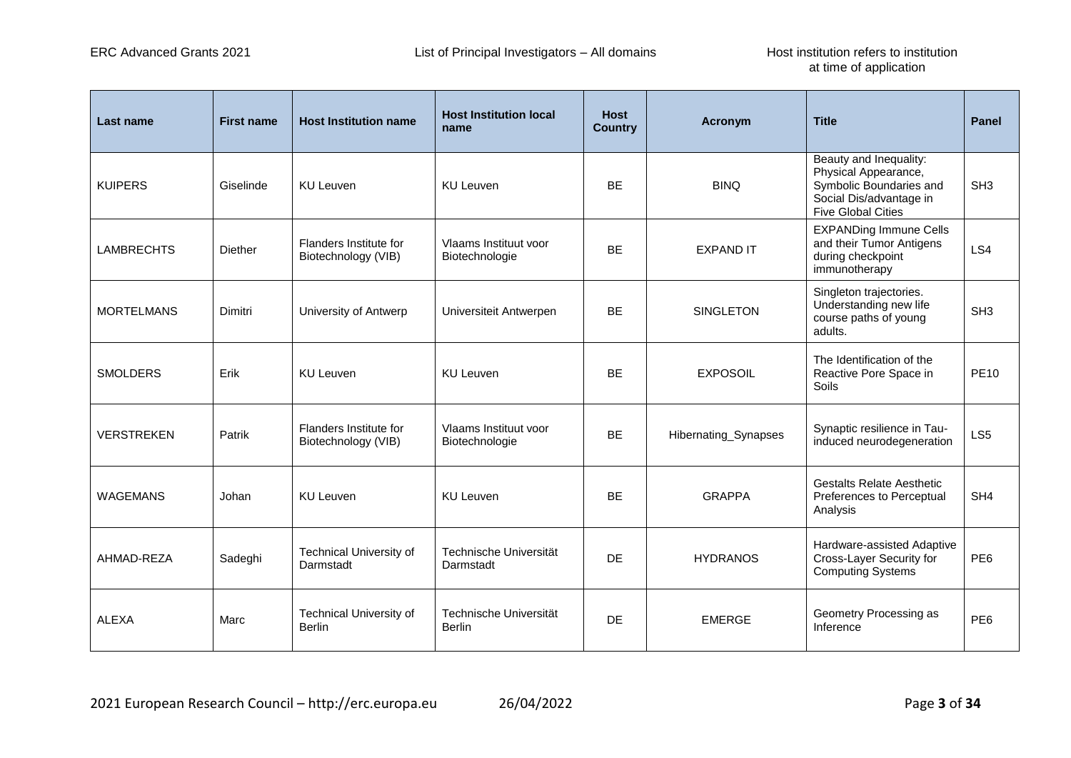| Last name | First name | Host Institution name | Host Institution local name | Host Country | Acronym | Title | Panel |
|---|---|---|---|---|---|---|---|
| KUIPERS | Giselinde | KU Leuven | KU Leuven | BE | BINQ | Beauty and Inequality: Physical Appearance, Symbolic Boundaries and Social Dis/advantage in Five Global Cities | SH3 |
| LAMBRECHTS | Diether | Flanders Institute for Biotechnology (VIB) | Vlaams Instituut voor Biotechnologie | BE | EXPAND IT | EXPANDing Immune Cells and their Tumor Antigens during checkpoint immunotherapy | LS4 |
| MORTELMANS | Dimitri | University of Antwerp | Universiteit Antwerpen | BE | SINGLETON | Singleton trajectories. Understanding new life course paths of young adults. | SH3 |
| SMOLDERS | Erik | KU Leuven | KU Leuven | BE | EXPOSOIL | The Identification of the Reactive Pore Space in Soils | PE10 |
| VERSTREKEN | Patrik | Flanders Institute for Biotechnology (VIB) | Vlaams Instituut voor Biotechnologie | BE | Hibernating_Synapses | Synaptic resilience in Tau-induced neurodegeneration | LS5 |
| WAGEMANS | Johan | KU Leuven | KU Leuven | BE | GRAPPA | Gestalts Relate Aesthetic Preferences to Perceptual Analysis | SH4 |
| AHMAD-REZA | Sadeghi | Technical University of Darmstadt | Technische Universität Darmstadt | DE | HYDRANOS | Hardware-assisted Adaptive Cross-Layer Security for Computing Systems | PE6 |
| ALEXA | Marc | Technical University of Berlin | Technische Universität Berlin | DE | EMERGE | Geometry Processing as Inference | PE6 |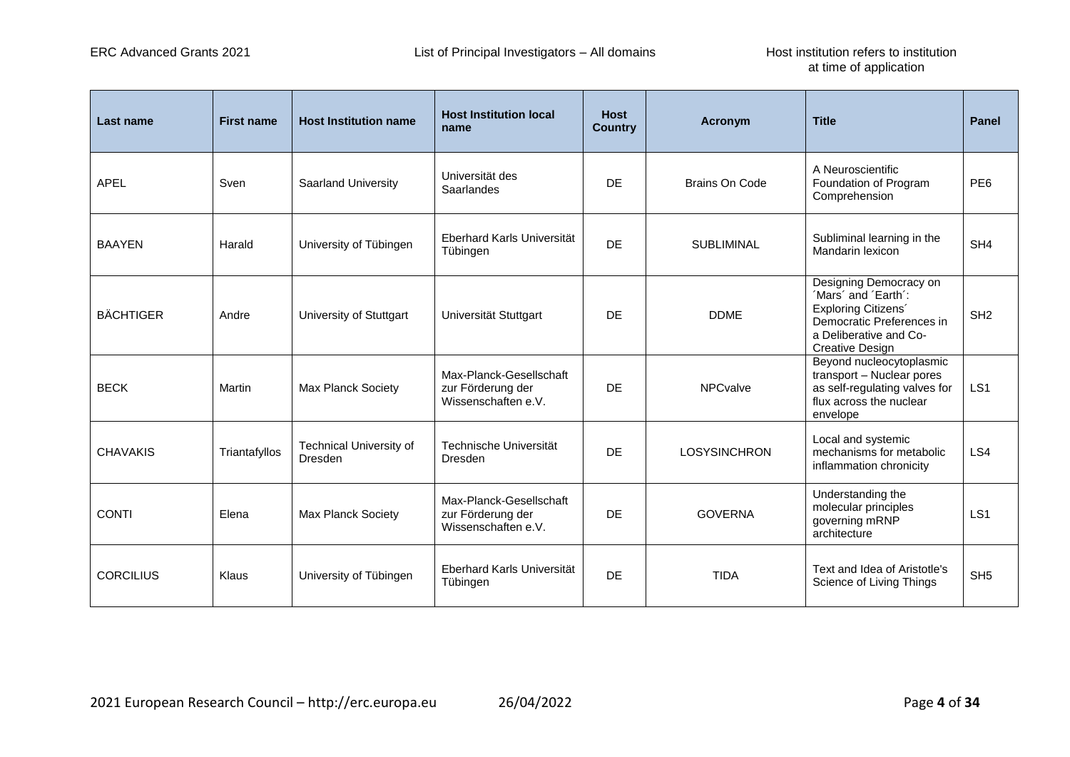| Last name | First name | Host Institution name | Host Institution local name | Host Country | Acronym | Title | Panel |
|---|---|---|---|---|---|---|---|
| APEL | Sven | Saarland University | Universität des Saarlandes | DE | Brains On Code | A Neuroscientific Foundation of Program Comprehension | PE6 |
| BAAYEN | Harald | University of Tübingen | Eberhard Karls Universität Tübingen | DE | SUBLIMINAL | Subliminal learning in the Mandarin lexicon | SH4 |
| BÄCHTIGER | Andre | University of Stuttgart | Universität Stuttgart | DE | DDME | Designing Democracy on ´Mars´ and ´Earth´: Exploring Citizens´ Democratic Preferences in a Deliberative and Co-Creative Design | SH2 |
| BECK | Martin | Max Planck Society | Max-Planck-Gesellschaft zur Förderung der Wissenschaften e.V. | DE | NPCvalve | Beyond nucleocytoplasmic transport – Nuclear pores as self-regulating valves for flux across the nuclear envelope | LS1 |
| CHAVAKIS | Triantafyllos | Technical University of Dresden | Technische Universität Dresden | DE | LOSYSINCHRON | Local and systemic mechanisms for metabolic inflammation chronicity | LS4 |
| CONTI | Elena | Max Planck Society | Max-Planck-Gesellschaft zur Förderung der Wissenschaften e.V. | DE | GOVERNA | Understanding the molecular principles governing mRNP architecture | LS1 |
| CORCILIUS | Klaus | University of Tübingen | Eberhard Karls Universität Tübingen | DE | TIDA | Text and Idea of Aristotle's Science of Living Things | SH5 |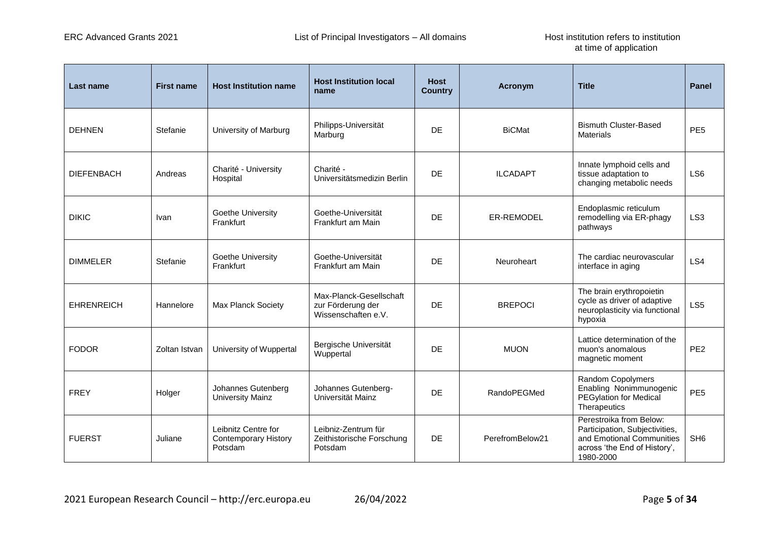| Last name | First name | Host Institution name | Host Institution local name | Host Country | Acronym | Title | Panel |
|---|---|---|---|---|---|---|---|
| DEHNEN | Stefanie | University of Marburg | Philipps-Universität Marburg | DE | BiCMat | Bismuth Cluster-Based Materials | PE5 |
| DIEFENBACH | Andreas | Charité - University Hospital | Charité - Universitätsmedizin Berlin | DE | ILCADAPT | Innate lymphoid cells and tissue adaptation to changing metabolic needs | LS6 |
| DIKIC | Ivan | Goethe University Frankfurt | Goethe-Universität Frankfurt am Main | DE | ER-REMODEL | Endoplasmic reticulum remodelling via ER-phagy pathways | LS3 |
| DIMMELER | Stefanie | Goethe University Frankfurt | Goethe-Universität Frankfurt am Main | DE | Neuroheart | The cardiac neurovascular interface in aging | LS4 |
| EHRENREICH | Hannelore | Max Planck Society | Max-Planck-Gesellschaft zur Förderung der Wissenschaften e.V. | DE | BREPOCI | The brain erythropoietin cycle as driver of adaptive neuroplasticity via functional hypoxia | LS5 |
| FODOR | Zoltan Istvan | University of Wuppertal | Bergische Universität Wuppertal | DE | MUON | Lattice determination of the muon's anomalous magnetic moment | PE2 |
| FREY | Holger | Johannes Gutenberg University Mainz | Johannes Gutenberg-Universität Mainz | DE | RandoPEGMed | Random Copolymers Enabling Nonimmunogenic PEGylation for Medical Therapeutics | PE5 |
| FUERST | Juliane | Leibniz Centre for Contemporary History Potsdam | Leibniz-Zentrum für Zeithistorische Forschung Potsdam | DE | PerefromBelow21 | Perestroika from Below: Participation, Subjectivities, and Emotional Communities across 'the End of History', 1980-2000 | SH6 |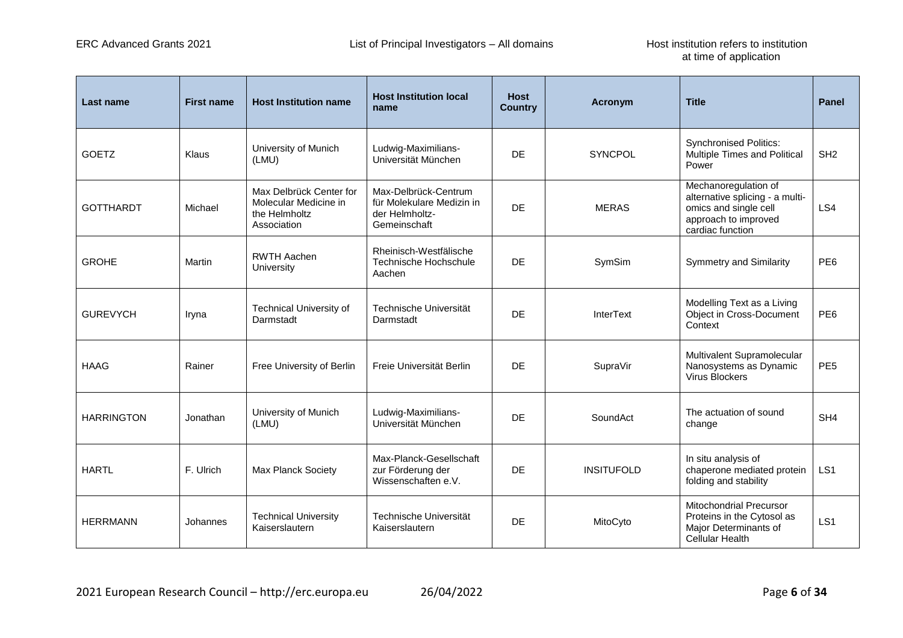| Last name | First name | Host Institution name | Host Institution local name | Host Country | Acronym | Title | Panel |
|---|---|---|---|---|---|---|---|
| GOETZ | Klaus | University of Munich (LMU) | Ludwig-Maximilians-Universität München | DE | SYNCPOL | Synchronised Politics: Multiple Times and Political Power | SH2 |
| GOTTHARDT | Michael | Max Delbrück Center for Molecular Medicine in the Helmholtz Association | Max-Delbrück-Centrum für Molekulare Medizin in der Helmholtz-Gemeinschaft | DE | MERAS | Mechanoregulation of alternative splicing - a multi-omics and single cell approach to improved cardiac function | LS4 |
| GROHE | Martin | RWTH Aachen University | Rheinisch-Westfälische Technische Hochschule Aachen | DE | SymSim | Symmetry and Similarity | PE6 |
| GUREVYCH | Iryna | Technical University of Darmstadt | Technische Universität Darmstadt | DE | InterText | Modelling Text as a Living Object in Cross-Document Context | PE6 |
| HAAG | Rainer | Free University of Berlin | Freie Universität Berlin | DE | SupraVir | Multivalent Supramolecular Nanosystems as Dynamic Virus Blockers | PE5 |
| HARRINGTON | Jonathan | University of Munich (LMU) | Ludwig-Maximilians-Universität München | DE | SoundAct | The actuation of sound change | SH4 |
| HARTL | F. Ulrich | Max Planck Society | Max-Planck-Gesellschaft zur Förderung der Wissenschaften e.V. | DE | INSITUFOLD | In situ analysis of chaperone mediated protein folding and stability | LS1 |
| HERRMANN | Johannes | Technical University Kaiserslautern | Technische Universität Kaiserslautern | DE | MitoCyto | Mitochondrial Precursor Proteins in the Cytosol as Major Determinants of Cellular Health | LS1 |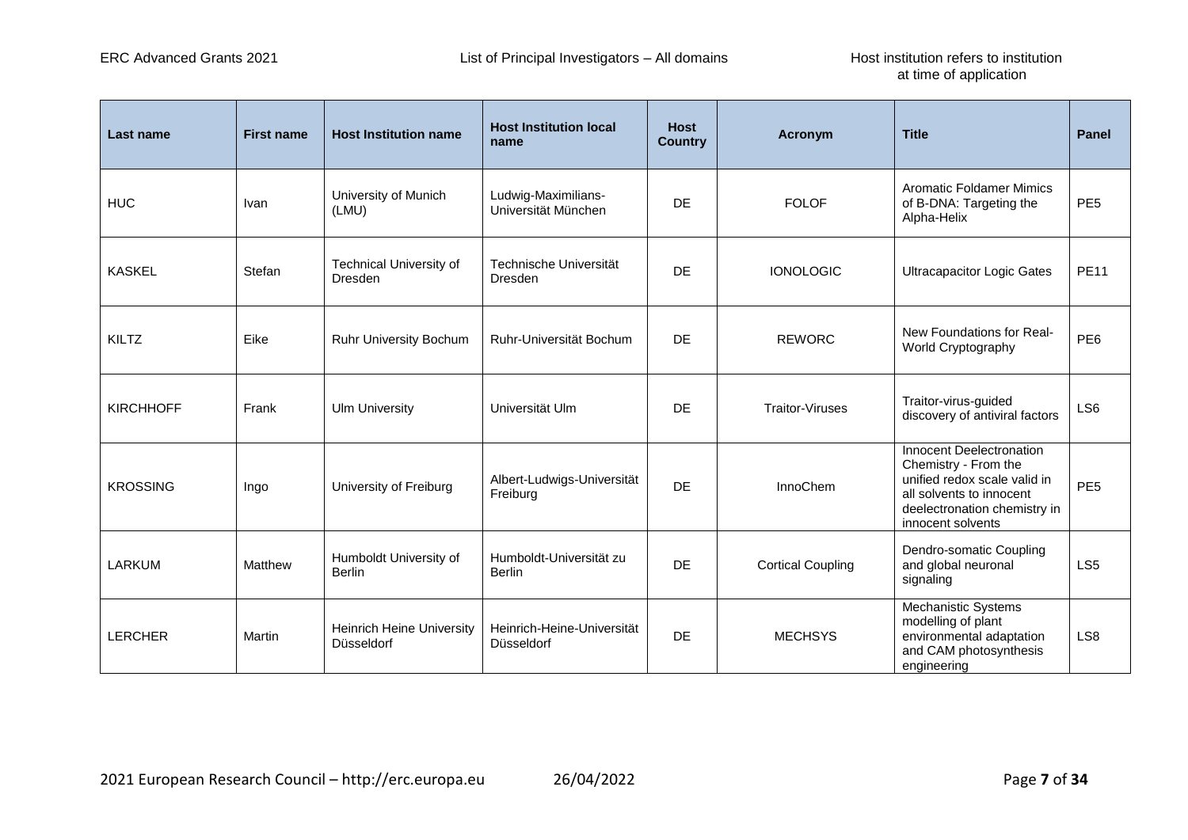| Last name | First name | Host Institution name | Host Institution local name | Host Country | Acronym | Title | Panel |
|---|---|---|---|---|---|---|---|
| HUC | Ivan | University of Munich (LMU) | Ludwig-Maximilians-Universität München | DE | FOLOF | Aromatic Foldamer Mimics of B-DNA: Targeting the Alpha-Helix | PE5 |
| KASKEL | Stefan | Technical University of Dresden | Technische Universität Dresden | DE | IONOLOGIC | Ultracapacitor Logic Gates | PE11 |
| KILTZ | Eike | Ruhr University Bochum | Ruhr-Universität Bochum | DE | REWORC | New Foundations for Real-World Cryptography | PE6 |
| KIRCHHOFF | Frank | Ulm University | Universität Ulm | DE | Traitor-Viruses | Traitor-virus-guided discovery of antiviral factors | LS6 |
| KROSSING | Ingo | University of Freiburg | Albert-Ludwigs-Universität Freiburg | DE | InnoChem | Innocent Deelectronation Chemistry - From the unified redox scale valid in all solvents to innocent deelectronation chemistry in innocent solvents | PE5 |
| LARKUM | Matthew | Humboldt University of Berlin | Humboldt-Universität zu Berlin | DE | Cortical Coupling | Dendro-somatic Coupling and global neuronal signaling | LS5 |
| LERCHER | Martin | Heinrich Heine University Düsseldorf | Heinrich-Heine-Universität Düsseldorf | DE | MECHSYS | Mechanistic Systems modelling of plant environmental adaptation and CAM photosynthesis engineering | LS8 |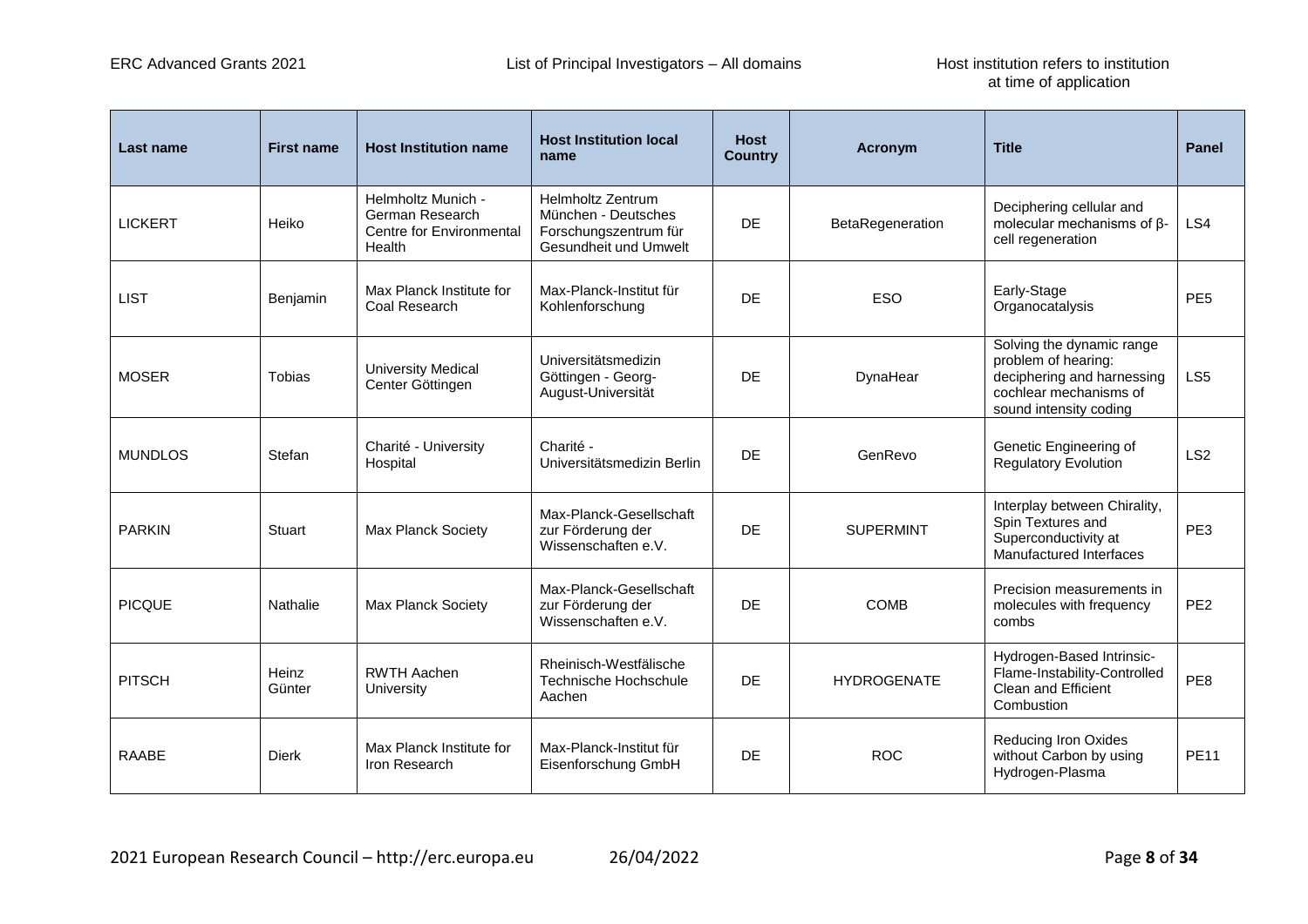| Last name | First name | Host Institution name | Host Institution local name | Host Country | Acronym | Title | Panel |
|---|---|---|---|---|---|---|---|
| LICKERT | Heiko | Helmholtz Munich - German Research Centre for Environmental Health | Helmholtz Zentrum München - Deutsches Forschungszentrum für Gesundheit und Umwelt | DE | BetaRegeneration | Deciphering cellular and molecular mechanisms of β-cell regeneration | LS4 |
| LIST | Benjamin | Max Planck Institute for Coal Research | Max-Planck-Institut für Kohlenforschung | DE | ESO | Early-Stage Organocatalysis | PE5 |
| MOSER | Tobias | University Medical Center Göttingen | Universitätsmedizin Göttingen - Georg-August-Universität | DE | DynaHear | Solving the dynamic range problem of hearing: deciphering and harnessing cochlear mechanisms of sound intensity coding | LS5 |
| MUNDLOS | Stefan | Charité - University Hospital | Charité - Universitätsmedizin Berlin | DE | GenRevo | Genetic Engineering of Regulatory Evolution | LS2 |
| PARKIN | Stuart | Max Planck Society | Max-Planck-Gesellschaft zur Förderung der Wissenschaften e.V. | DE | SUPERMINT | Interplay between Chirality, Spin Textures and Superconductivity at Manufactured Interfaces | PE3 |
| PICQUE | Nathalie | Max Planck Society | Max-Planck-Gesellschaft zur Förderung der Wissenschaften e.V. | DE | COMB | Precision measurements in molecules with frequency combs | PE2 |
| PITSCH | Heinz Günter | RWTH Aachen University | Rheinisch-Westfälische Technische Hochschule Aachen | DE | HYDROGENATE | Hydrogen-Based Intrinsic-Flame-Instability-Controlled Clean and Efficient Combustion | PE8 |
| RAABE | Dierk | Max Planck Institute for Iron Research | Max-Planck-Institut für Eisenforschung GmbH | DE | ROC | Reducing Iron Oxides without Carbon by using Hydrogen-Plasma | PE11 |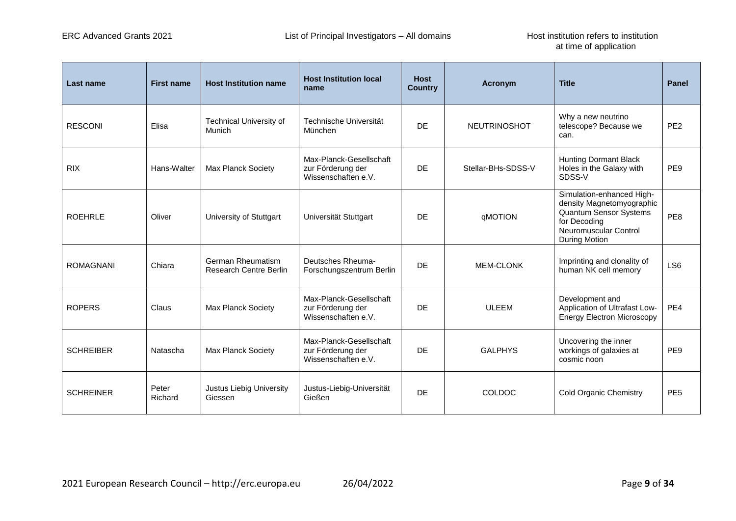| Last name | First name | Host Institution name | Host Institution local name | Host Country | Acronym | Title | Panel |
|---|---|---|---|---|---|---|---|
| RESCONI | Elisa | Technical University of Munich | Technische Universität München | DE | NEUTRINOSHOT | Why a new neutrino telescope? Because we can. | PE2 |
| RIX | Hans-Walter | Max Planck Society | Max-Planck-Gesellschaft zur Förderung der Wissenschaften e.V. | DE | Stellar-BHs-SDSS-V | Hunting Dormant Black Holes in the Galaxy with SDSS-V | PE9 |
| ROEHRLE | Oliver | University of Stuttgart | Universität Stuttgart | DE | qMOTION | Simulation-enhanced High-density Magnetomyographic Quantum Sensor Systems for Decoding Neuromuscular Control During Motion | PE8 |
| ROMAGNANI | Chiara | German Rheumatism Research Centre Berlin | Deutsches Rheuma-Forschungszentrum Berlin | DE | MEM-CLONK | Imprinting and clonality of human NK cell memory | LS6 |
| ROPERS | Claus | Max Planck Society | Max-Planck-Gesellschaft zur Förderung der Wissenschaften e.V. | DE | ULEEM | Development and Application of Ultrafast Low-Energy Electron Microscopy | PE4 |
| SCHREIBER | Natascha | Max Planck Society | Max-Planck-Gesellschaft zur Förderung der Wissenschaften e.V. | DE | GALPHYS | Uncovering the inner workings of galaxies at cosmic noon | PE9 |
| SCHREINER | Peter Richard | Justus Liebig University Giessen | Justus-Liebig-Universität Gießen | DE | COLDOC | Cold Organic Chemistry | PE5 |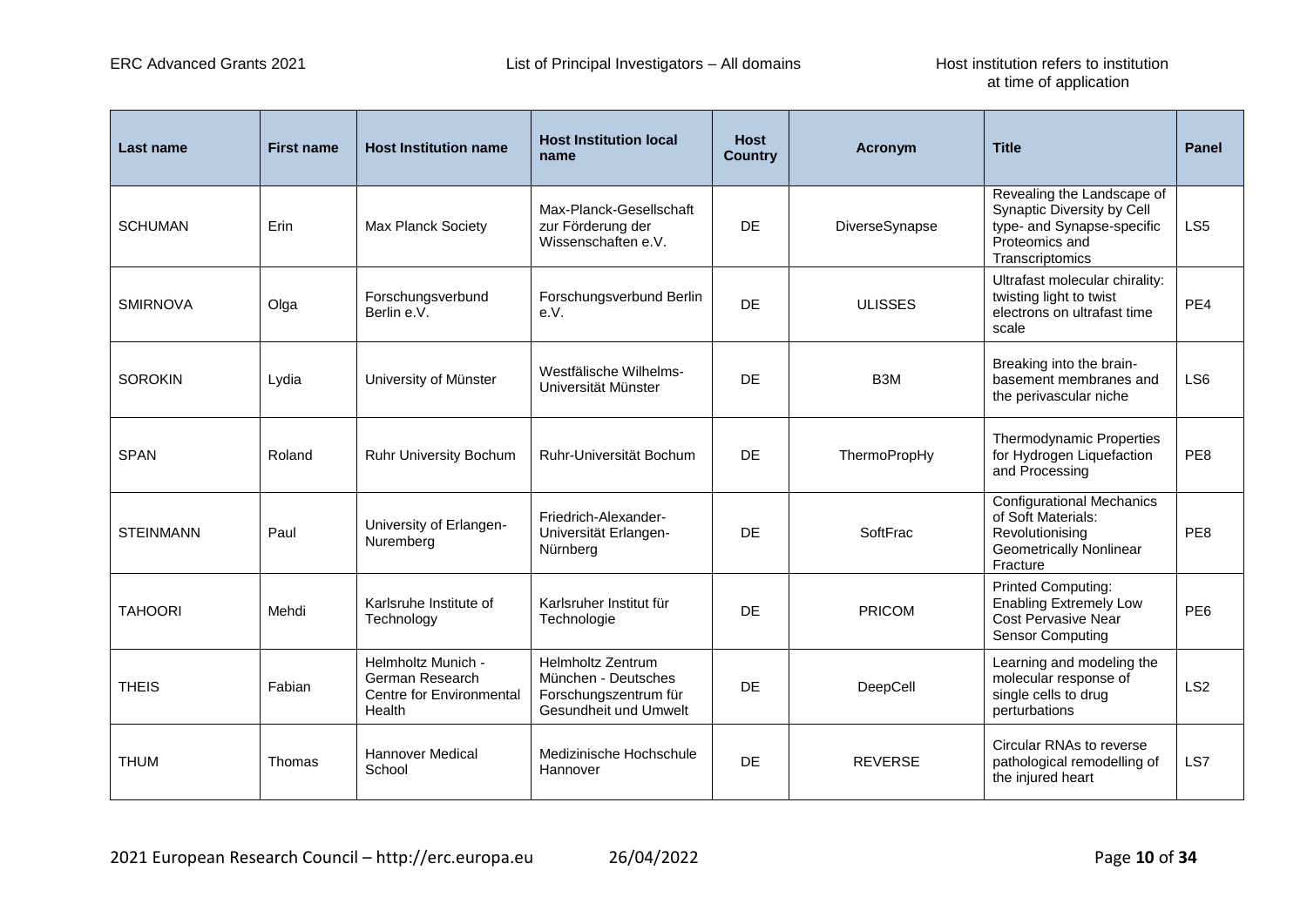| Last name | First name | Host Institution name | Host Institution local name | Host Country | Acronym | Title | Panel |
|---|---|---|---|---|---|---|---|
| SCHUMAN | Erin | Max Planck Society | Max-Planck-Gesellschaft zur Förderung der Wissenschaften e.V. | DE | DiverseSynapse | Revealing the Landscape of Synaptic Diversity by Cell type- and Synapse-specific Proteomics and Transcriptomics | LS5 |
| SMIRNOVA | Olga | Forschungsverbund Berlin e.V. | Forschungsverbund Berlin e.V. | DE | ULISSES | Ultrafast molecular chirality: twisting light to twist electrons on ultrafast time scale | PE4 |
| SOROKIN | Lydia | University of Münster | Westfälische Wilhelms-Universität Münster | DE | B3M | Breaking into the brain-basement membranes and the perivascular niche | LS6 |
| SPAN | Roland | Ruhr University Bochum | Ruhr-Universität Bochum | DE | ThermoPropHy | Thermodynamic Properties for Hydrogen Liquefaction and Processing | PE8 |
| STEINMANN | Paul | University of Erlangen-Nuremberg | Friedrich-Alexander-Universität Erlangen-Nürnberg | DE | SoftFrac | Configurational Mechanics of Soft Materials: Revolutionising Geometrically Nonlinear Fracture | PE8 |
| TAHOORI | Mehdi | Karlsruhe Institute of Technology | Karlsruher Institut für Technologie | DE | PRICOM | Printed Computing: Enabling Extremely Low Cost Pervasive Near Sensor Computing | PE6 |
| THEIS | Fabian | Helmholtz Munich - German Research Centre for Environmental Health | Helmholtz Zentrum München - Deutsches Forschungszentrum für Gesundheit und Umwelt | DE | DeepCell | Learning and modeling the molecular response of single cells to drug perturbations | LS2 |
| THUM | Thomas | Hannover Medical School | Medizinische Hochschule Hannover | DE | REVERSE | Circular RNAs to reverse pathological remodelling of the injured heart | LS7 |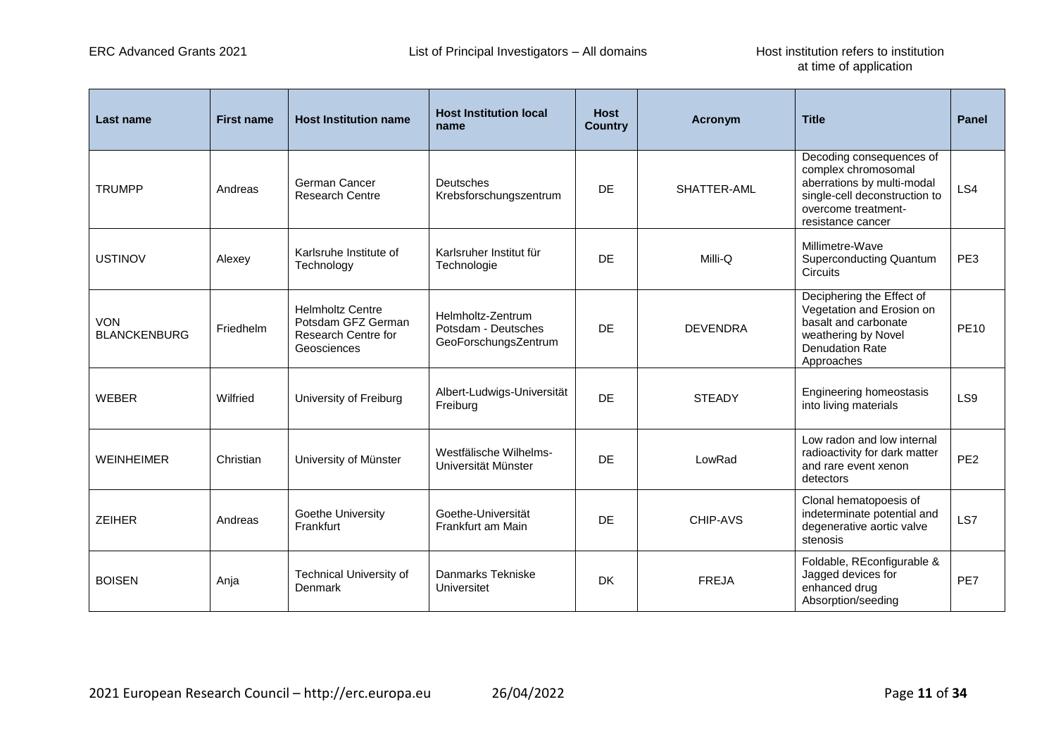| Last name | First name | Host Institution name | Host Institution local name | Host Country | Acronym | Title | Panel |
|---|---|---|---|---|---|---|---|
| TRUMPP | Andreas | German Cancer Research Centre | Deutsches Krebsforschungszentrum | DE | SHATTER-AML | Decoding consequences of complex chromosomal aberrations by multi-modal single-cell deconstruction to overcome treatment-resistance cancer | LS4 |
| USTINOV | Alexey | Karlsruhe Institute of Technology | Karlsruher Institut für Technologie | DE | Milli-Q | Millimetre-Wave Superconducting Quantum Circuits | PE3 |
| VON BLANCKENBURG | Friedhelm | Helmholtz Centre Potsdam GFZ German Research Centre for Geosciences | Helmholtz-Zentrum Potsdam - Deutsches GeoForschungsZentrum | DE | DEVENDRA | Deciphering the Effect of Vegetation and Erosion on basalt and carbonate weathering by Novel Denudation Rate Approaches | PE10 |
| WEBER | Wilfried | University of Freiburg | Albert-Ludwigs-Universität Freiburg | DE | STEADY | Engineering homeostasis into living materials | LS9 |
| WEINHEIMER | Christian | University of Münster | Westfälische Wilhelms-Universität Münster | DE | LowRad | Low radon and low internal radioactivity for dark matter and rare event xenon detectors | PE2 |
| ZEIHER | Andreas | Goethe University Frankfurt | Goethe-Universität Frankfurt am Main | DE | CHIP-AVS | Clonal hematopoesis of indeterminate potential and degenerative aortic valve stenosis | LS7 |
| BOISEN | Anja | Technical University of Denmark | Danmarks Tekniske Universitet | DK | FREJA | Foldable, REconfigurable & Jagged devices for enhanced drug Absorption/seeding | PE7 |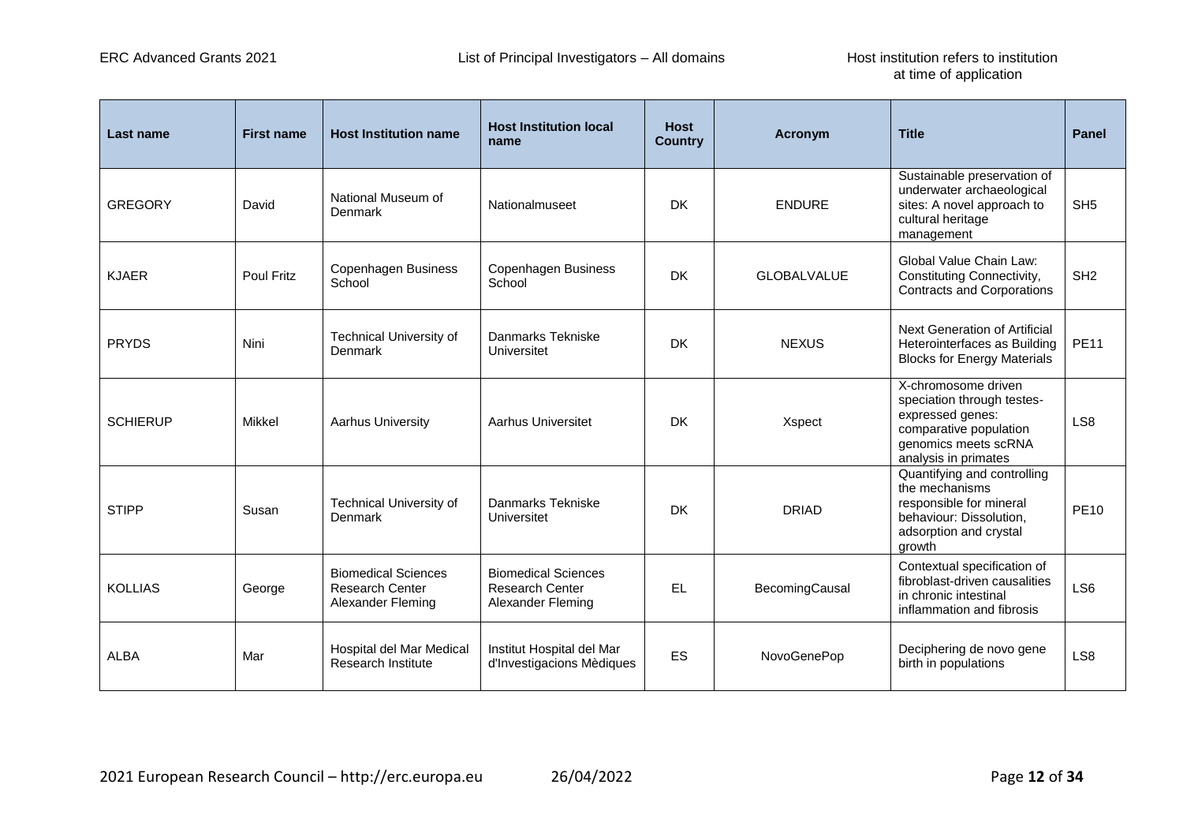| Last name | First name | Host Institution name | Host Institution local name | Host Country | Acronym | Title | Panel |
|---|---|---|---|---|---|---|---|
| GREGORY | David | National Museum of Denmark | Nationalmuseet | DK | ENDURE | Sustainable preservation of underwater archaeological sites: A novel approach to cultural heritage management | SH5 |
| KJAER | Poul Fritz | Copenhagen Business School | Copenhagen Business School | DK | GLOBALVALUE | Global Value Chain Law: Constituting Connectivity, Contracts and Corporations | SH2 |
| PRYDS | Nini | Technical University of Denmark | Danmarks Tekniske Universitet | DK | NEXUS | Next Generation of Artificial Heterointerfaces as Building Blocks for Energy Materials | PE11 |
| SCHIERUP | Mikkel | Aarhus University | Aarhus Universitet | DK | Xspect | X-chromosome driven speciation through testes-expressed genes: comparative population genomics meets scRNA analysis in primates | LS8 |
| STIPP | Susan | Technical University of Denmark | Danmarks Tekniske Universitet | DK | DRIAD | Quantifying and controlling the mechanisms responsible for mineral behaviour: Dissolution, adsorption and crystal growth | PE10 |
| KOLLIAS | George | Biomedical Sciences Research Center Alexander Fleming | Biomedical Sciences Research Center Alexander Fleming | EL | BecomingCausal | Contextual specification of fibroblast-driven causalities in chronic intestinal inflammation and fibrosis | LS6 |
| ALBA | Mar | Hospital del Mar Medical Research Institute | Institut Hospital del Mar d'Investigacions Mèdiques | ES | NovoGenePop | Deciphering de novo gene birth in populations | LS8 |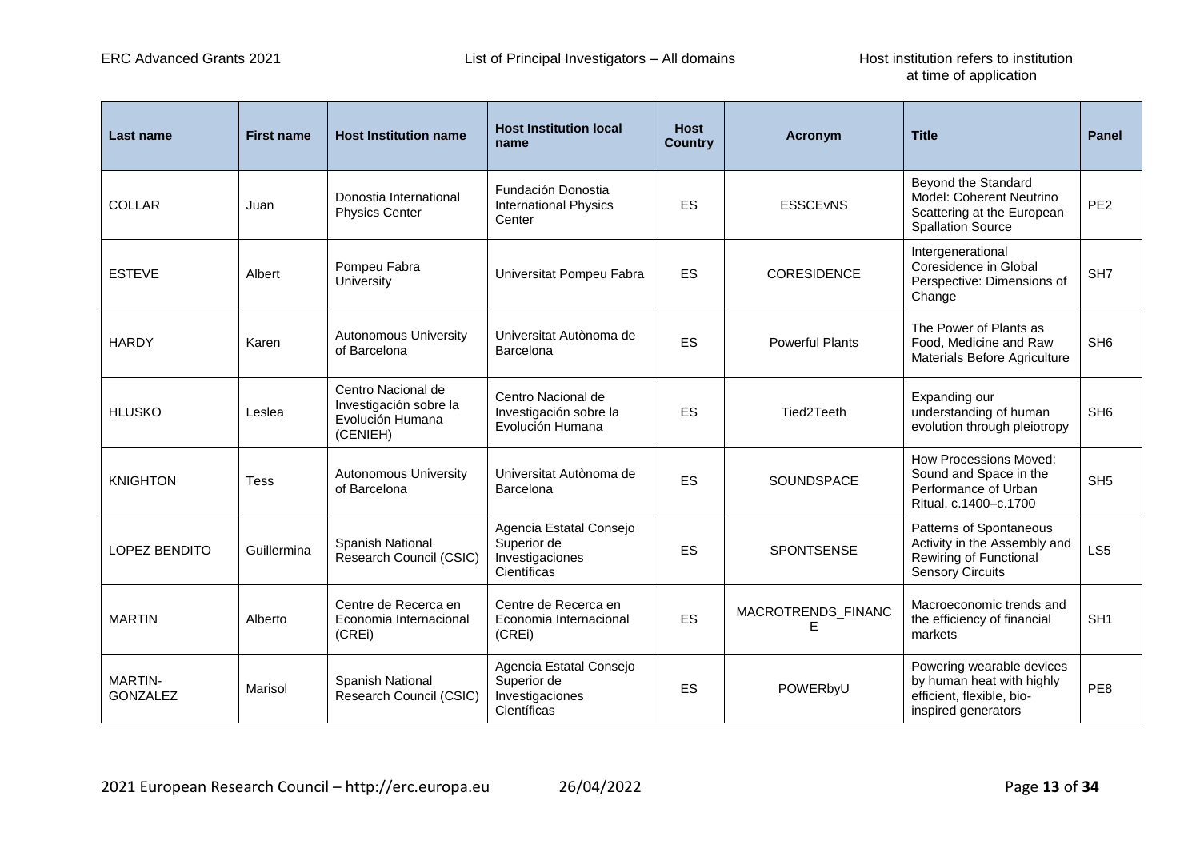| Last name | First name | Host Institution name | Host Institution local name | Host Country | Acronym | Title | Panel |
|---|---|---|---|---|---|---|---|
| COLLAR | Juan | Donostia International Physics Center | Fundación Donostia International Physics Center | ES | ESSCEvNS | Beyond the Standard Model: Coherent Neutrino Scattering at the European Spallation Source | PE2 |
| ESTEVE | Albert | Pompeu Fabra University | Universitat Pompeu Fabra | ES | CORESIDENCE | Intergenerational Coresidence in Global Perspective: Dimensions of Change | SH7 |
| HARDY | Karen | Autonomous University of Barcelona | Universitat Autònoma de Barcelona | ES | Powerful Plants | The Power of Plants as Food, Medicine and Raw Materials Before Agriculture | SH6 |
| HLUSKO | Leslea | Centro Nacional de Investigación sobre la Evolución Humana (CENIEH) | Centro Nacional de Investigación sobre la Evolución Humana | ES | Tied2Teeth | Expanding our understanding of human evolution through pleiotropy | SH6 |
| KNIGHTON | Tess | Autonomous University of Barcelona | Universitat Autònoma de Barcelona | ES | SOUNDSPACE | How Processions Moved: Sound and Space in the Performance of Urban Ritual, c.1400–c.1700 | SH5 |
| LOPEZ BENDITO | Guillermina | Spanish National Research Council (CSIC) | Agencia Estatal Consejo Superior de Investigaciones Científicas | ES | SPONTSENSE | Patterns of Spontaneous Activity in the Assembly and Rewiring of Functional Sensory Circuits | LS5 |
| MARTIN | Alberto | Centre de Recerca en Economia Internacional (CREi) | Centre de Recerca en Economia Internacional (CREi) | ES | MACROTRENDS_FINANCE | Macroeconomic trends and the efficiency of financial markets | SH1 |
| MARTIN-GONZALEZ | Marisol | Spanish National Research Council (CSIC) | Agencia Estatal Consejo Superior de Investigaciones Científicas | ES | POWERbyU | Powering wearable devices by human heat with highly efficient, flexible, bio-inspired generators | PE8 |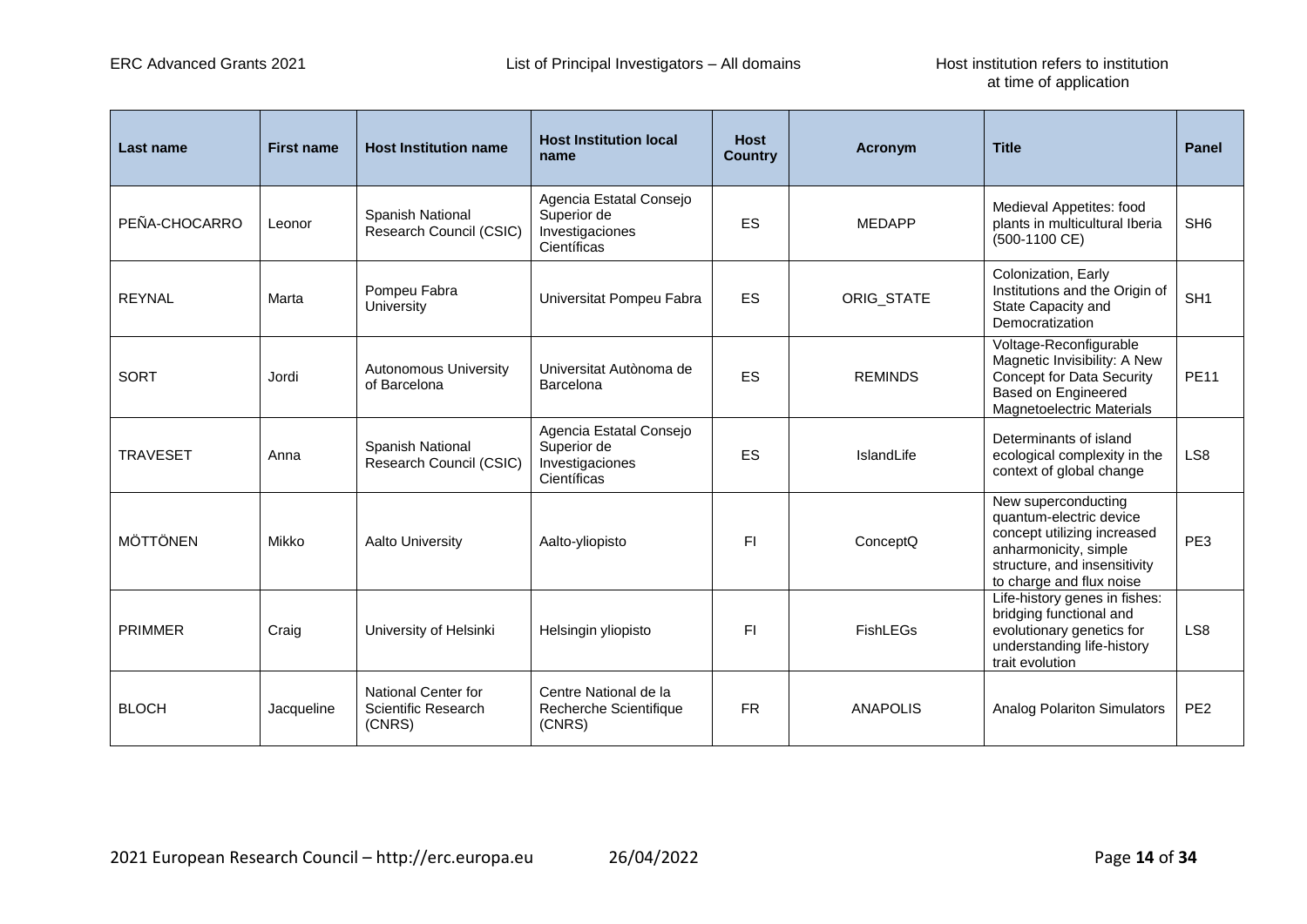| Last name | First name | Host Institution name | Host Institution local name | Host Country | Acronym | Title | Panel |
|---|---|---|---|---|---|---|---|
| PEÑA-CHOCARRO | Leonor | Spanish National Research Council (CSIC) | Agencia Estatal Consejo Superior de Investigaciones Científicas | ES | MEDAPP | Medieval Appetites: food plants in multicultural Iberia (500-1100 CE) | SH6 |
| REYNAL | Marta | Pompeu Fabra University | Universitat Pompeu Fabra | ES | ORIG_STATE | Colonization, Early Institutions and the Origin of State Capacity and Democratization | SH1 |
| SORT | Jordi | Autonomous University of Barcelona | Universitat Autònoma de Barcelona | ES | REMINDS | Voltage-Reconfigurable Magnetic Invisibility: A New Concept for Data Security Based on Engineered Magnetoelectric Materials | PE11 |
| TRAVESET | Anna | Spanish National Research Council (CSIC) | Agencia Estatal Consejo Superior de Investigaciones Científicas | ES | IslandLife | Determinants of island ecological complexity in the context of global change | LS8 |
| MÖTTÖNEN | Mikko | Aalto University | Aalto-yliopisto | FI | ConceptQ | New superconducting quantum-electric device concept utilizing increased anharmonicity, simple structure, and insensitivity to charge and flux noise | PE3 |
| PRIMMER | Craig | University of Helsinki | Helsingin yliopisto | FI | FishLEGs | Life-history genes in fishes: bridging functional and evolutionary genetics for understanding life-history trait evolution | LS8 |
| BLOCH | Jacqueline | National Center for Scientific Research (CNRS) | Centre National de la Recherche Scientifique (CNRS) | FR | ANAPOLIS | Analog Polariton Simulators | PE2 |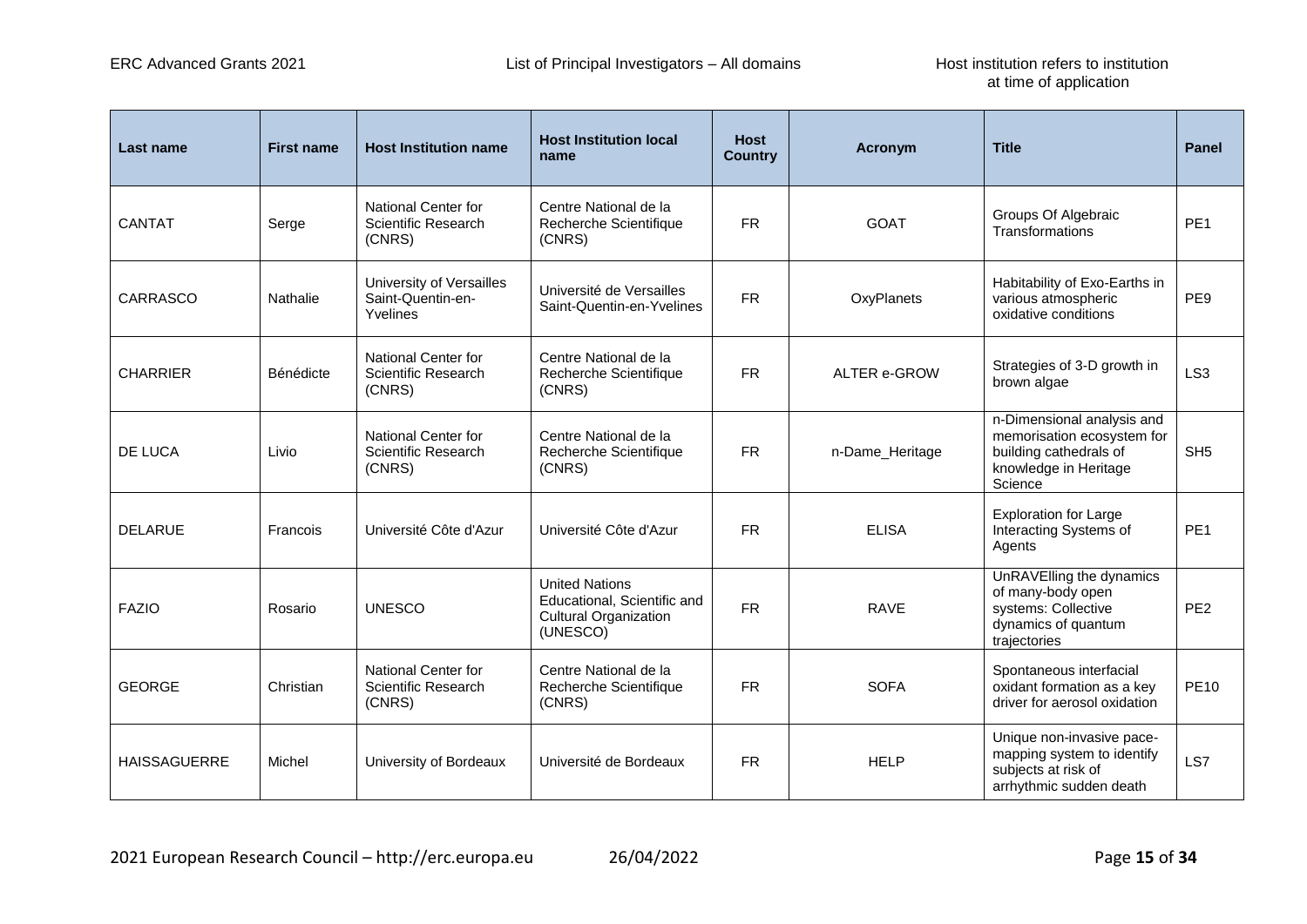| Last name | First name | Host Institution name | Host Institution local name | Host Country | Acronym | Title | Panel |
|---|---|---|---|---|---|---|---|
| CANTAT | Serge | National Center for Scientific Research (CNRS) | Centre National de la Recherche Scientifique (CNRS) | FR | GOAT | Groups Of Algebraic Transformations | PE1 |
| CARRASCO | Nathalie | University of Versailles Saint-Quentin-en-Yvelines | Université de Versailles Saint-Quentin-en-Yvelines | FR | OxyPlanets | Habitability of Exo-Earths in various atmospheric oxidative conditions | PE9 |
| CHARRIER | Bénédicte | National Center for Scientific Research (CNRS) | Centre National de la Recherche Scientifique (CNRS) | FR | ALTER e-GROW | Strategies of 3-D growth in brown algae | LS3 |
| DE LUCA | Livio | National Center for Scientific Research (CNRS) | Centre National de la Recherche Scientifique (CNRS) | FR | n-Dame_Heritage | n-Dimensional analysis and memorisation ecosystem for building cathedrals of knowledge in Heritage Science | SH5 |
| DELARUE | Francois | Université Côte d'Azur | Université Côte d'Azur | FR | ELISA | Exploration for Large Interacting Systems of Agents | PE1 |
| FAZIO | Rosario | UNESCO | United Nations Educational, Scientific and Cultural Organization (UNESCO) | FR | RAVE | UnRAVElling the dynamics of many-body open systems: Collective dynamics of quantum trajectories | PE2 |
| GEORGE | Christian | National Center for Scientific Research (CNRS) | Centre National de la Recherche Scientifique (CNRS) | FR | SOFA | Spontaneous interfacial oxidant formation as a key driver for aerosol oxidation | PE10 |
| HAISSAGUERRE | Michel | University of Bordeaux | Université de Bordeaux | FR | HELP | Unique non-invasive pace-mapping system to identify subjects at risk of arrhythmic sudden death | LS7 |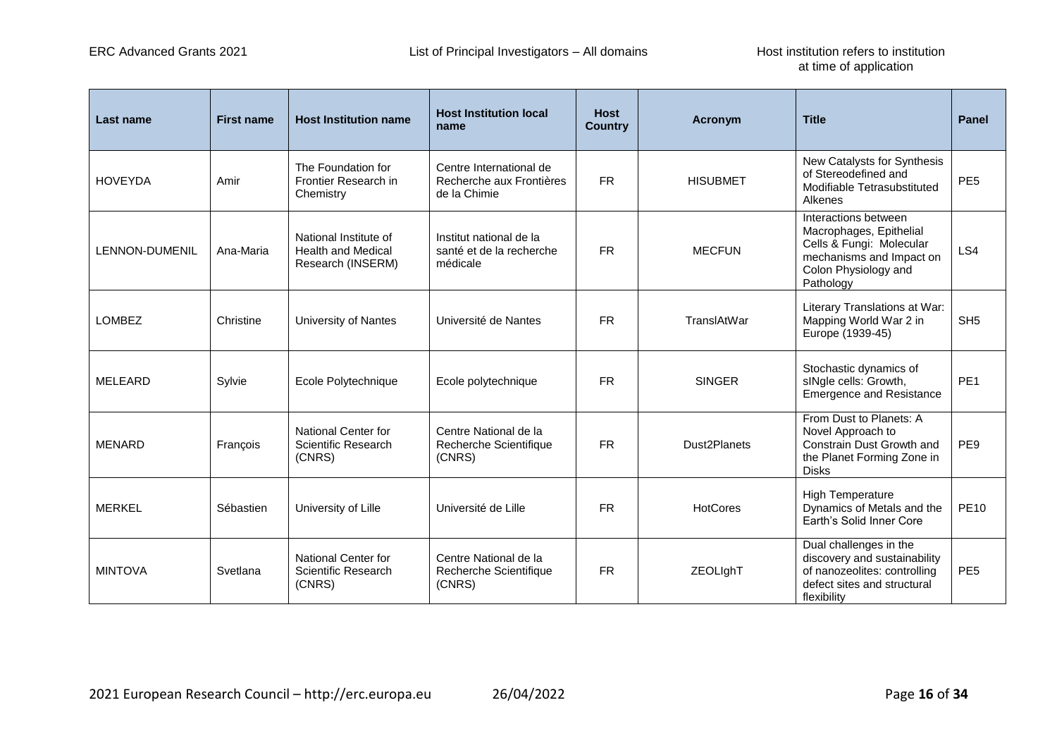| Last name | First name | Host Institution name | Host Institution local name | Host Country | Acronym | Title | Panel |
|---|---|---|---|---|---|---|---|
| HOVEYDA | Amir | The Foundation for Frontier Research in Chemistry | Centre International de Recherche aux Frontières de la Chimie | FR | HISUBMET | New Catalysts for Synthesis of Stereodefined and Modifiable Tetrasubstituted Alkenes | PE5 |
| LENNON-DUMENIL | Ana-Maria | National Institute of Health and Medical Research (INSERM) | Institut national de la santé et de la recherche médicale | FR | MECFUN | Interactions between Macrophages, Epithelial Cells & Fungi: Molecular mechanisms and Impact on Colon Physiology and Pathology | LS4 |
| LOMBEZ | Christine | University of Nantes | Université de Nantes | FR | TranslAtWar | Literary Translations at War: Mapping World War 2 in Europe (1939-45) | SH5 |
| MELEARD | Sylvie | Ecole Polytechnique | Ecole polytechnique | FR | SINGER | Stochastic dynamics of sINgle cells: Growth, Emergence and Resistance | PE1 |
| MENARD | François | National Center for Scientific Research (CNRS) | Centre National de la Recherche Scientifique (CNRS) | FR | Dust2Planets | From Dust to Planets: A Novel Approach to Constrain Dust Growth and the Planet Forming Zone in Disks | PE9 |
| MERKEL | Sébastien | University of Lille | Université de Lille | FR | HotCores | High Temperature Dynamics of Metals and the Earth's Solid Inner Core | PE10 |
| MINTOVA | Svetlana | National Center for Scientific Research (CNRS) | Centre National de la Recherche Scientifique (CNRS) | FR | ZEOLIghT | Dual challenges in the discovery and sustainability of nanozeolites: controlling defect sites and structural flexibility | PE5 |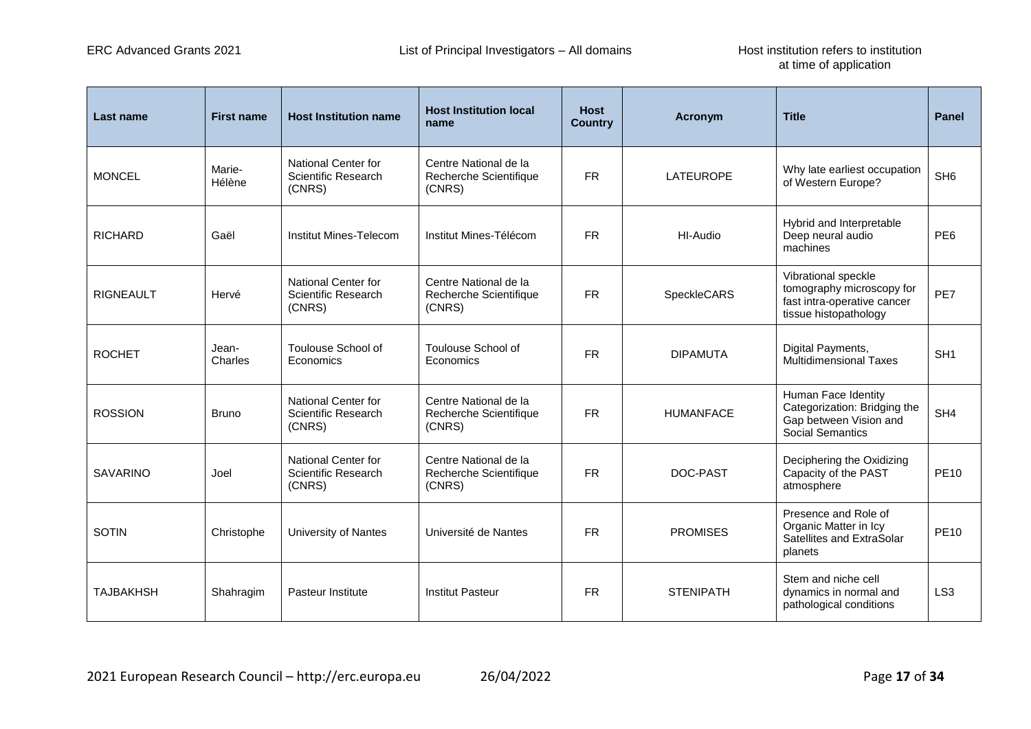| Last name | First name | Host Institution name | Host Institution local name | Host Country | Acronym | Title | Panel |
|---|---|---|---|---|---|---|---|
| MONCEL | Marie-Hélène | National Center for Scientific Research (CNRS) | Centre National de la Recherche Scientifique (CNRS) | FR | LATEUROPE | Why late earliest occupation of Western Europe? | SH6 |
| RICHARD | Gaël | Institut Mines-Telecom | Institut Mines-Télécom | FR | HI-Audio | Hybrid and Interpretable Deep neural audio machines | PE6 |
| RIGNEAULT | Hervé | National Center for Scientific Research (CNRS) | Centre National de la Recherche Scientifique (CNRS) | FR | SpeckleCARS | Vibrational speckle tomography microscopy for fast intra-operative cancer tissue histopathology | PE7 |
| ROCHET | Jean-Charles | Toulouse School of Economics | Toulouse School of Economics | FR | DIPAMUTA | Digital Payments, Multidimensional Taxes | SH1 |
| ROSSION | Bruno | National Center for Scientific Research (CNRS) | Centre National de la Recherche Scientifique (CNRS) | FR | HUMANFACE | Human Face Identity Categorization: Bridging the Gap between Vision and Social Semantics | SH4 |
| SAVARINO | Joel | National Center for Scientific Research (CNRS) | Centre National de la Recherche Scientifique (CNRS) | FR | DOC-PAST | Deciphering the Oxidizing Capacity of the PAST atmosphere | PE10 |
| SOTIN | Christophe | University of Nantes | Université de Nantes | FR | PROMISES | Presence and Role of Organic Matter in Icy Satellites and ExtraSolar planets | PE10 |
| TAJBAKHSH | Shahragim | Pasteur Institute | Institut Pasteur | FR | STENIPATH | Stem and niche cell dynamics in normal and pathological conditions | LS3 |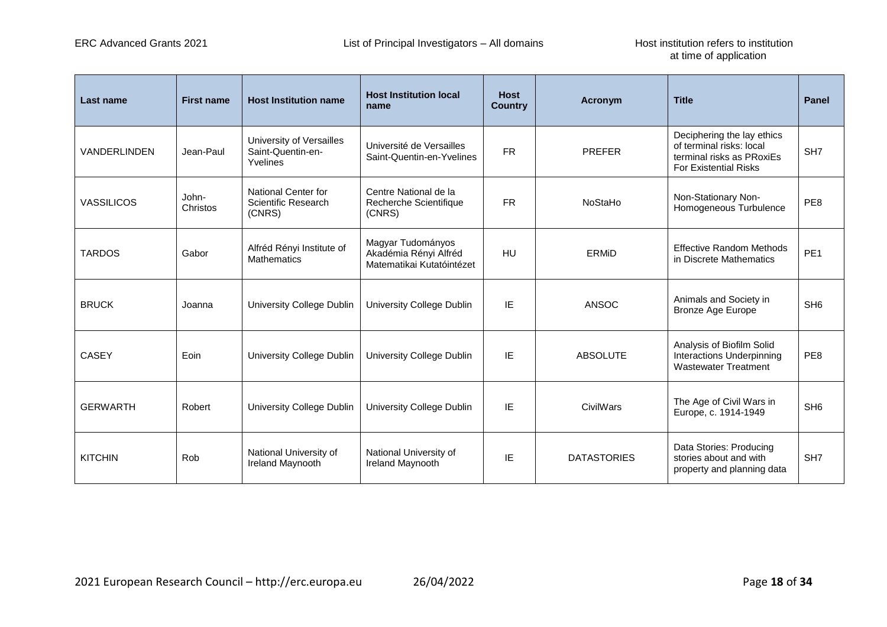| Last name | First name | Host Institution name | Host Institution local name | Host Country | Acronym | Title | Panel |
|---|---|---|---|---|---|---|---|
| VANDERLINDEN | Jean-Paul | University of Versailles Saint-Quentin-en-Yvelines | Université de Versailles Saint-Quentin-en-Yvelines | FR | PREFER | Deciphering the lay ethics of terminal risks: local terminal risks as PRoxiEs For Existential Risks | SH7 |
| VASSILICOS | John-Christos | National Center for Scientific Research (CNRS) | Centre National de la Recherche Scientifique (CNRS) | FR | NoStaHo | Non-Stationary Non-Homogeneous Turbulence | PE8 |
| TARDOS | Gabor | Alfréd Rényi Institute of Mathematics | Magyar Tudományos Akadémia Rényi Alfréd Matematikai Kutatóintézet | HU | ERMiD | Effective Random Methods in Discrete Mathematics | PE1 |
| BRUCK | Joanna | University College Dublin | University College Dublin | IE | ANSOC | Animals and Society in Bronze Age Europe | SH6 |
| CASEY | Eoin | University College Dublin | University College Dublin | IE | ABSOLUTE | Analysis of Biofilm Solid Interactions Underpinning Wastewater Treatment | PE8 |
| GERWARTH | Robert | University College Dublin | University College Dublin | IE | CivilWars | The Age of Civil Wars in Europe, c. 1914-1949 | SH6 |
| KITCHIN | Rob | National University of Ireland Maynooth | National University of Ireland Maynooth | IE | DATASTORIES | Data Stories: Producing stories about and with property and planning data | SH7 |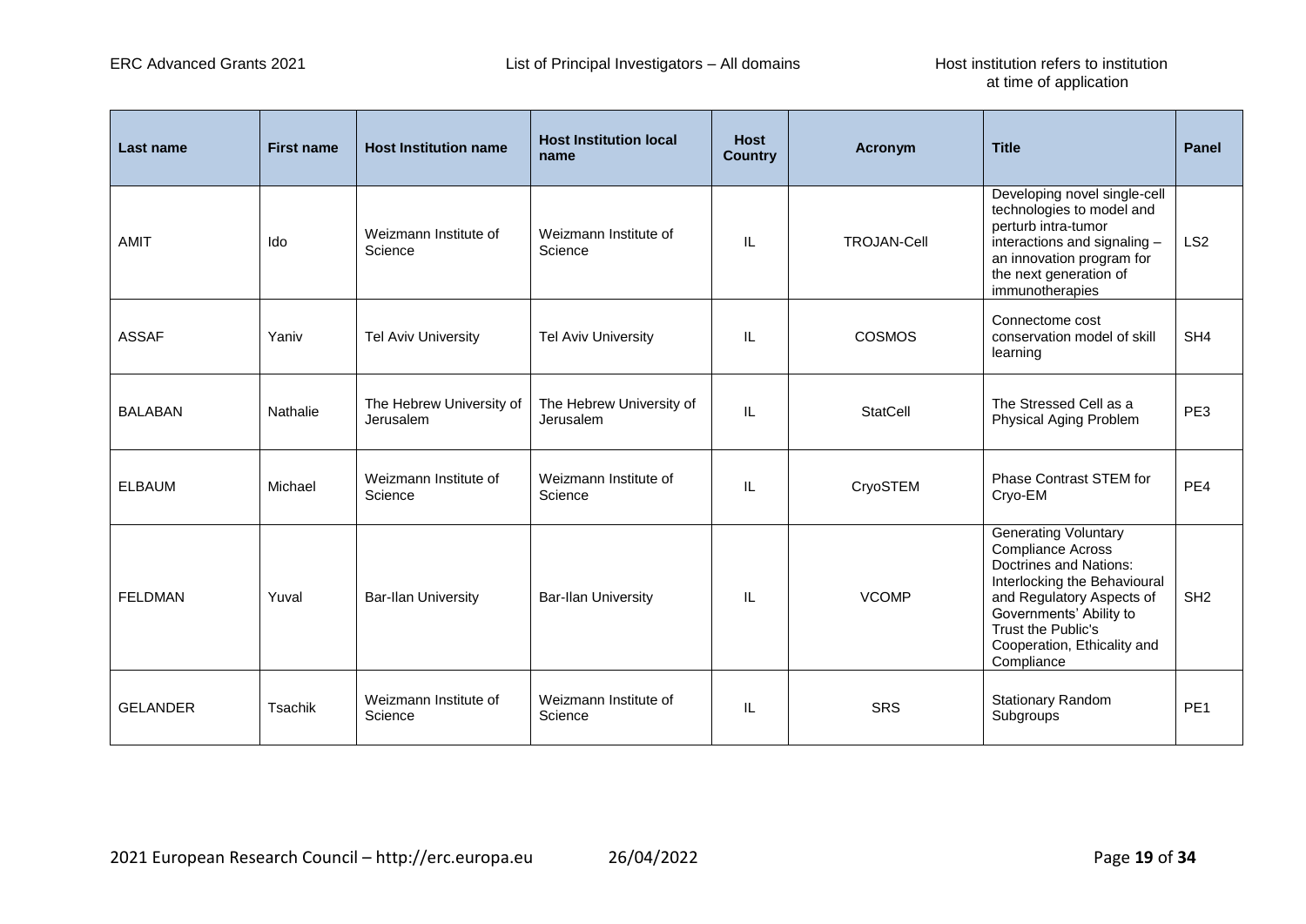| Last name | First name | Host Institution name | Host Institution local name | Host Country | Acronym | Title | Panel |
|---|---|---|---|---|---|---|---|
| AMIT | Ido | Weizmann Institute of Science | Weizmann Institute of Science | IL | TROJAN-Cell | Developing novel single-cell technologies to model and perturb intra-tumor interactions and signaling – an innovation program for the next generation of immunotherapies | LS2 |
| ASSAF | Yaniv | Tel Aviv University | Tel Aviv University | IL | COSMOS | Connectome cost conservation model of skill learning | SH4 |
| BALABAN | Nathalie | The Hebrew University of Jerusalem | The Hebrew University of Jerusalem | IL | StatCell | The Stressed Cell as a Physical Aging Problem | PE3 |
| ELBAUM | Michael | Weizmann Institute of Science | Weizmann Institute of Science | IL | CryoSTEM | Phase Contrast STEM for Cryo-EM | PE4 |
| FELDMAN | Yuval | Bar-Ilan University | Bar-Ilan University | IL | VCOMP | Generating Voluntary Compliance Across Doctrines and Nations: Interlocking the Behavioural and Regulatory Aspects of Governments' Ability to Trust the Public's Cooperation, Ethicality and Compliance | SH2 |
| GELANDER | Tsachik | Weizmann Institute of Science | Weizmann Institute of Science | IL | SRS | Stationary Random Subgroups | PE1 |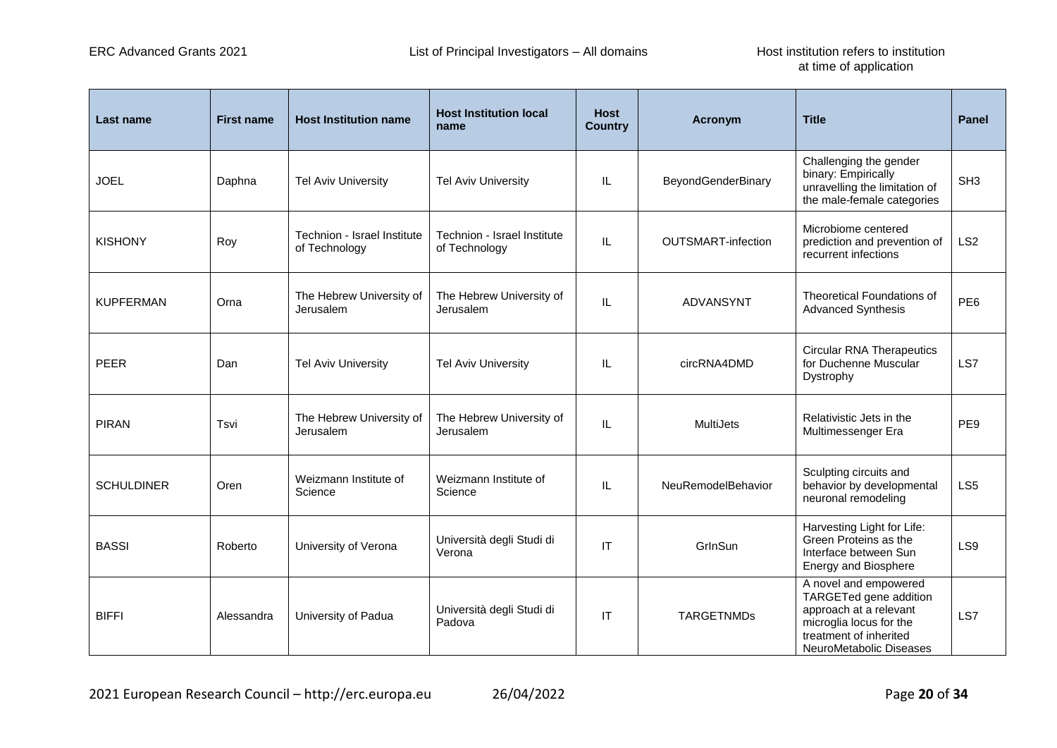| Last name | First name | Host Institution name | Host Institution local name | Host Country | Acronym | Title | Panel |
|---|---|---|---|---|---|---|---|
| JOEL | Daphna | Tel Aviv University | Tel Aviv University | IL | BeyondGenderBinary | Challenging the gender binary: Empirically unravelling the limitation of the male-female categories | SH3 |
| KISHONY | Roy | Technion - Israel Institute of Technology | Technion - Israel Institute of Technology | IL | OUTSMART-infection | Microbiome centered prediction and prevention of recurrent infections | LS2 |
| KUPFERMAN | Orna | The Hebrew University of Jerusalem | The Hebrew University of Jerusalem | IL | ADVANSYNT | Theoretical Foundations of Advanced Synthesis | PE6 |
| PEER | Dan | Tel Aviv University | Tel Aviv University | IL | circRNA4DMD | Circular RNA Therapeutics for Duchenne Muscular Dystrophy | LS7 |
| PIRAN | Tsvi | The Hebrew University of Jerusalem | The Hebrew University of Jerusalem | IL | MultiJets | Relativistic Jets in the Multimessenger Era | PE9 |
| SCHULDINER | Oren | Weizmann Institute of Science | Weizmann Institute of Science | IL | NeuRemodelBehavior | Sculpting circuits and behavior by developmental neuronal remodeling | LS5 |
| BASSI | Roberto | University of Verona | Università degli Studi di Verona | IT | GrInSun | Harvesting Light for Life: Green Proteins as the Interface between Sun Energy and Biosphere | LS9 |
| BIFFI | Alessandra | University of Padua | Università degli Studi di Padova | IT | TARGETNMDs | A novel and empowered TARGETed gene addition approach at a relevant microglia locus for the treatment of inherited NeuroMetabolic Diseases | LS7 |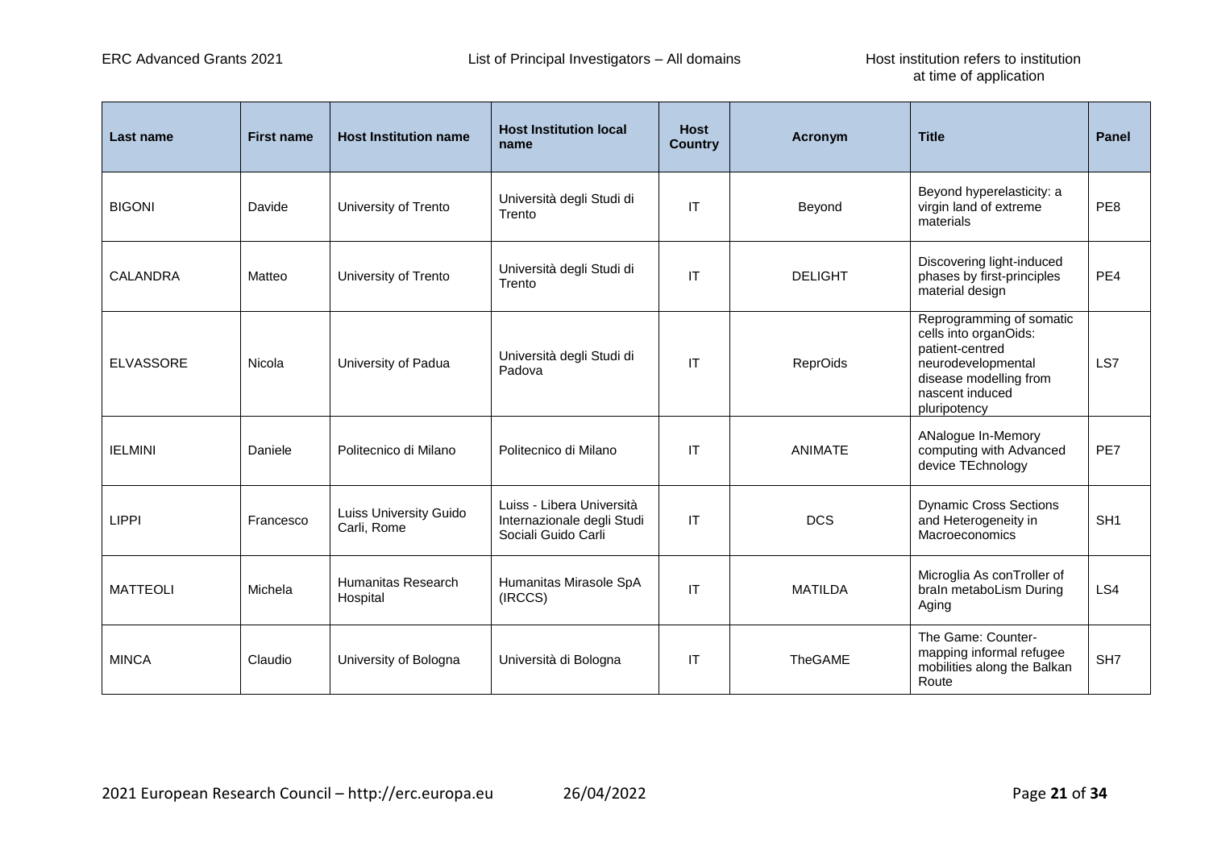| Last name | First name | Host Institution name | Host Institution local name | Host Country | Acronym | Title | Panel |
|---|---|---|---|---|---|---|---|
| BIGONI | Davide | University of Trento | Università degli Studi di Trento | IT | Beyond | Beyond hyperelasticity: a virgin land of extreme materials | PE8 |
| CALANDRA | Matteo | University of Trento | Università degli Studi di Trento | IT | DELIGHT | Discovering light-induced phases by first-principles material design | PE4 |
| ELVASSORE | Nicola | University of Padua | Università degli Studi di Padova | IT | ReprOids | Reprogramming of somatic cells into organOids: patient-centred neurodevelopmental disease modelling from nascent induced pluripotency | LS7 |
| IELMINI | Daniele | Politecnico di Milano | Politecnico di Milano | IT | ANIMATE | ANalogue In-Memory computing with Advanced device TEchnology | PE7 |
| LIPPI | Francesco | Luiss University Guido Carli, Rome | Luiss - Libera Università Internazionale degli Studi Sociali Guido Carli | IT | DCS | Dynamic Cross Sections and Heterogeneity in Macroeconomics | SH1 |
| MATTEOLI | Michela | Humanitas Research Hospital | Humanitas Mirasole SpA (IRCCS) | IT | MATILDA | Microglia As conTroller of braIn metaboLism During Aging | LS4 |
| MINCA | Claudio | University of Bologna | Università di Bologna | IT | TheGAME | The Game: Counter-mapping informal refugee mobilities along the Balkan Route | SH7 |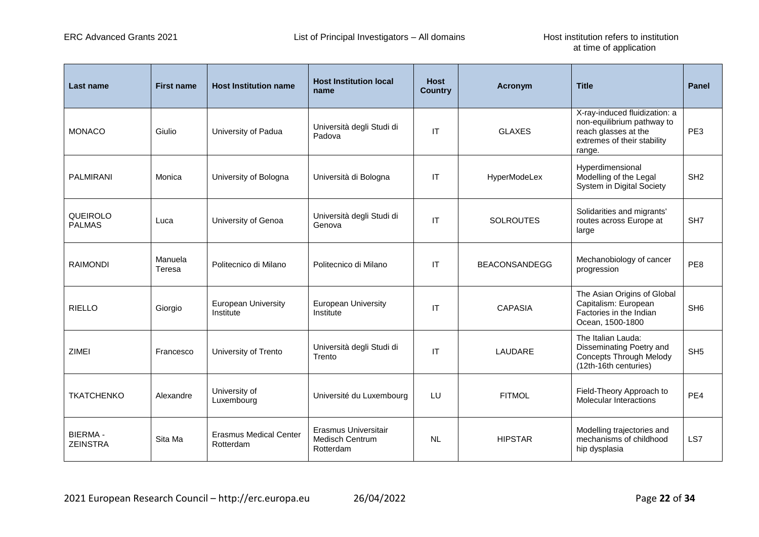| Last name | First name | Host Institution name | Host Institution local name | Host Country | Acronym | Title | Panel |
|---|---|---|---|---|---|---|---|
| MONACO | Giulio | University of Padua | Università degli Studi di Padova | IT | GLAXES | X-ray-induced fluidization: a non-equilibrium pathway to reach glasses at the extremes of their stability range. | PE3 |
| PALMIRANI | Monica | University of Bologna | Università di Bologna | IT | HyperModeLex | Hyperdimensional Modelling of the Legal System in Digital Society | SH2 |
| QUEIROLO PALMAS | Luca | University of Genoa | Università degli Studi di Genova | IT | SOLROUTES | Solidarities and migrants' routes across Europe at large | SH7 |
| RAIMONDI | Manuela Teresa | Politecnico di Milano | Politecnico di Milano | IT | BEACONSANDEGG | Mechanobiology of cancer progression | PE8 |
| RIELLO | Giorgio | European University Institute | European University Institute | IT | CAPASIA | The Asian Origins of Global Capitalism: European Factories in the Indian Ocean, 1500-1800 | SH6 |
| ZIMEI | Francesco | University of Trento | Università degli Studi di Trento | IT | LAUDARE | The Italian Lauda: Disseminating Poetry and Concepts Through Melody (12th-16th centuries) | SH5 |
| TKATCHENKO | Alexandre | University of Luxembourg | Université du Luxembourg | LU | FITMOL | Field-Theory Approach to Molecular Interactions | PE4 |
| BIERMA - ZEINSTRA | Sita Ma | Erasmus Medical Center Rotterdam | Erasmus Universitair Medisch Centrum Rotterdam | NL | HIPSTAR | Modelling trajectories and mechanisms of childhood hip dysplasia | LS7 |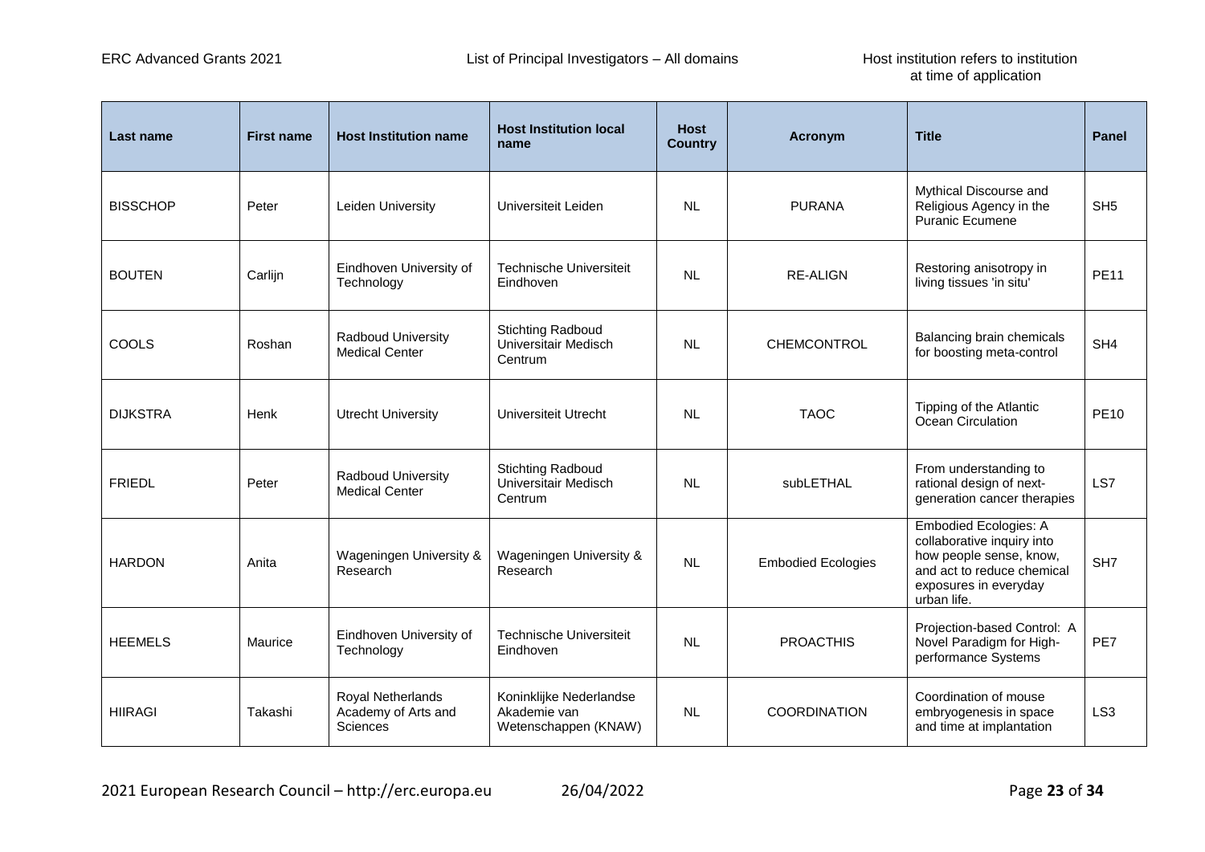| Last name | First name | Host Institution name | Host Institution local name | Host Country | Acronym | Title | Panel |
|---|---|---|---|---|---|---|---|
| BISSCHOP | Peter | Leiden University | Universiteit Leiden | NL | PURANA | Mythical Discourse and Religious Agency in the Puranic Ecumene | SH5 |
| BOUTEN | Carlijn | Eindhoven University of Technology | Technische Universiteit Eindhoven | NL | RE-ALIGN | Restoring anisotropy in living tissues 'in situ' | PE11 |
| COOLS | Roshan | Radboud University Medical Center | Stichting Radboud Universitair Medisch Centrum | NL | CHEMCONTROL | Balancing brain chemicals for boosting meta-control | SH4 |
| DIJKSTRA | Henk | Utrecht University | Universiteit Utrecht | NL | TAOC | Tipping of the Atlantic Ocean Circulation | PE10 |
| FRIEDL | Peter | Radboud University Medical Center | Stichting Radboud Universitair Medisch Centrum | NL | subLETHAL | From understanding to rational design of next-generation cancer therapies | LS7 |
| HARDON | Anita | Wageningen University & Research | Wageningen University & Research | NL | Embodied Ecologies | Embodied Ecologies: A collaborative inquiry into how people sense, know, and act to reduce chemical exposures in everyday urban life. | SH7 |
| HEEMELS | Maurice | Eindhoven University of Technology | Technische Universiteit Eindhoven | NL | PROACTHIS | Projection-based Control: A Novel Paradigm for High-performance Systems | PE7 |
| HIIRAGI | Takashi | Royal Netherlands Academy of Arts and Sciences | Koninklijke Nederlandse Akademie van Wetenschappen (KNAW) | NL | COORDINATION | Coordination of mouse embryogenesis in space and time at implantation | LS3 |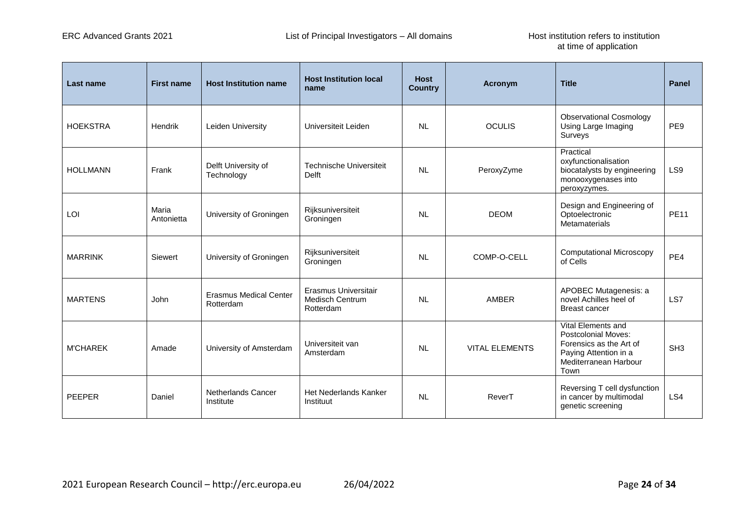| Last name | First name | Host Institution name | Host Institution local name | Host Country | Acronym | Title | Panel |
|---|---|---|---|---|---|---|---|
| HOEKSTRA | Hendrik | Leiden University | Universiteit Leiden | NL | OCULIS | Observational Cosmology Using Large Imaging Surveys | PE9 |
| HOLLMANN | Frank | Delft University of Technology | Technische Universiteit Delft | NL | PeroxyZyme | Practical oxyfunctionalisation biocatalysts by engineering monooxygenases into peroxyzymes. | LS9 |
| LOI | Maria Antonietta | University of Groningen | Rijksuniversiteit Groningen | NL | DEOM | Design and Engineering of Optoelectronic Metamaterials | PE11 |
| MARRINK | Siewert | University of Groningen | Rijksuniversiteit Groningen | NL | COMP-O-CELL | Computational Microscopy of Cells | PE4 |
| MARTENS | John | Erasmus Medical Center Rotterdam | Erasmus Universitair Medisch Centrum Rotterdam | NL | AMBER | APOBEC Mutagenesis: a novel Achilles heel of Breast cancer | LS7 |
| M'CHAREK | Amade | University of Amsterdam | Universiteit van Amsterdam | NL | VITAL ELEMENTS | Vital Elements and Postcolonial Moves: Forensics as the Art of Paying Attention in a Mediterranean Harbour Town | SH3 |
| PEEPER | Daniel | Netherlands Cancer Institute | Het Nederlands Kanker Instituut | NL | ReverT | Reversing T cell dysfunction in cancer by multimodal genetic screening | LS4 |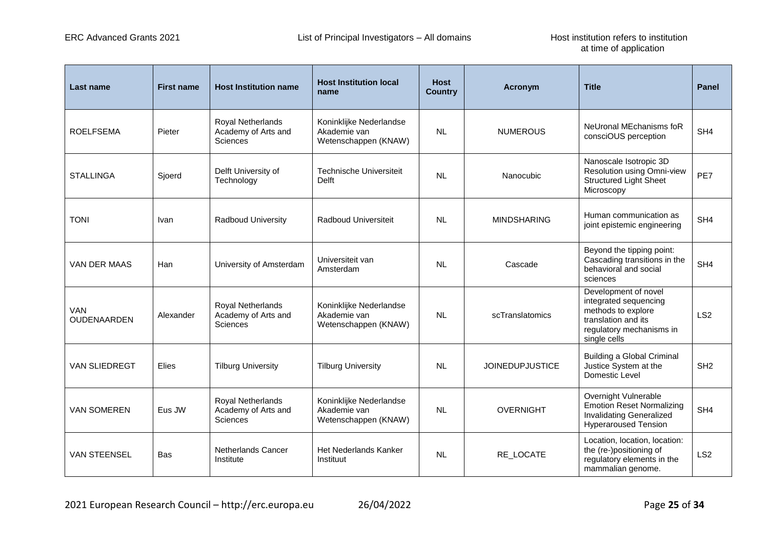| Last name | First name | Host Institution name | Host Institution local name | Host Country | Acronym | Title | Panel |
|---|---|---|---|---|---|---|---|
| ROELFSEMA | Pieter | Royal Netherlands Academy of Arts and Sciences | Koninklijke Nederlandse Akademie van Wetenschappen (KNAW) | NL | NUMEROUS | NeUronal MEchanisms foR consciOUS perception | SH4 |
| STALLINGA | Sjoerd | Delft University of Technology | Technische Universiteit Delft | NL | Nanocubic | Nanoscale Isotropic 3D Resolution using Omni-view Structured Light Sheet Microscopy | PE7 |
| TONI | Ivan | Radboud University | Radboud Universiteit | NL | MINDSHARING | Human communication as joint epistemic engineering | SH4 |
| VAN DER MAAS | Han | University of Amsterdam | Universiteit van Amsterdam | NL | Cascade | Beyond the tipping point: Cascading transitions in the behavioral and social sciences | SH4 |
| VAN OUDENAARDEN | Alexander | Royal Netherlands Academy of Arts and Sciences | Koninklijke Nederlandse Akademie van Wetenschappen (KNAW) | NL | scTranslatomics | Development of novel integrated sequencing methods to explore translation and its regulatory mechanisms in single cells | LS2 |
| VAN SLIEDREGT | Elies | Tilburg University | Tilburg University | NL | JOINEDUPJUSTICE | Building a Global Criminal Justice System at the Domestic Level | SH2 |
| VAN SOMEREN | Eus JW | Royal Netherlands Academy of Arts and Sciences | Koninklijke Nederlandse Akademie van Wetenschappen (KNAW) | NL | OVERNIGHT | Overnight Vulnerable Emotion Reset Normalizing Invalidating Generalized Hyperaroused Tension | SH4 |
| VAN STEENSEL | Bas | Netherlands Cancer Institute | Het Nederlands Kanker Instituut | NL | RE_LOCATE | Location, location, location: the (re-)positioning of regulatory elements in the mammalian genome. | LS2 |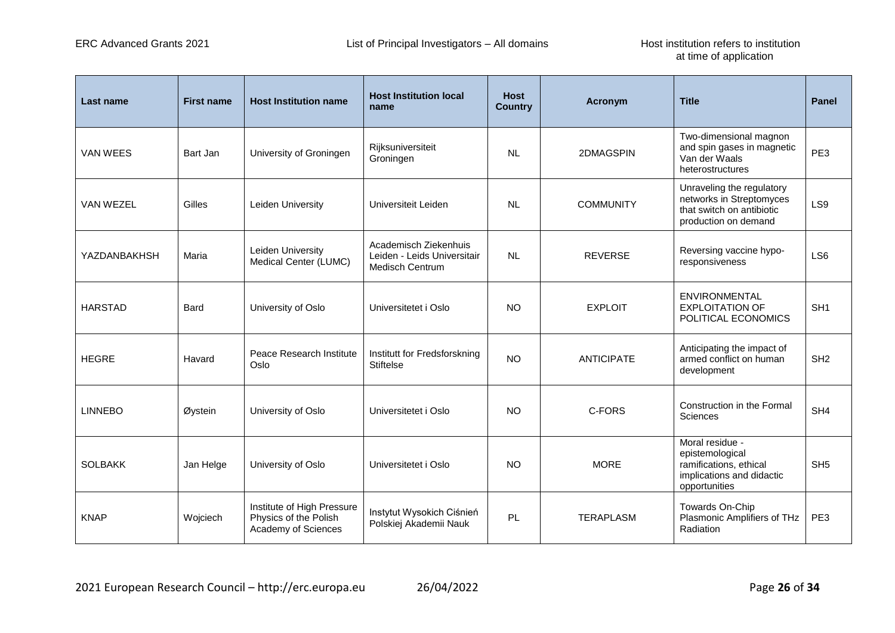| Last name | First name | Host Institution name | Host Institution local name | Host Country | Acronym | Title | Panel |
|---|---|---|---|---|---|---|---|
| VAN WEES | Bart Jan | University of Groningen | Rijksuniversiteit Groningen | NL | 2DMAGSPIN | Two-dimensional magnon and spin gases in magnetic Van der Waals heterostructures | PE3 |
| VAN WEZEL | Gilles | Leiden University | Universiteit Leiden | NL | COMMUNITY | Unraveling the regulatory networks in Streptomyces that switch on antibiotic production on demand | LS9 |
| YAZDANBAKHSH | Maria | Leiden University Medical Center (LUMC) | Academisch Ziekenhuis Leiden - Leids Universitair Medisch Centrum | NL | REVERSE | Reversing vaccine hypo-responsiveness | LS6 |
| HARSTAD | Bard | University of Oslo | Universitetet i Oslo | NO | EXPLOIT | ENVIRONMENTAL EXPLOITATION OF POLITICAL ECONOMICS | SH1 |
| HEGRE | Havard | Peace Research Institute Oslo | Institutt for Fredsforskning Stiftelse | NO | ANTICIPATE | Anticipating the impact of armed conflict on human development | SH2 |
| LINNEBO | Øystein | University of Oslo | Universitetet i Oslo | NO | C-FORS | Construction in the Formal Sciences | SH4 |
| SOLBAKK | Jan Helge | University of Oslo | Universitetet i Oslo | NO | MORE | Moral residue - epistemological ramifications, ethical implications and didactic opportunities | SH5 |
| KNAP | Wojciech | Institute of High Pressure Physics of the Polish Academy of Sciences | Instytut Wysokich Ciśnień Polskiej Akademii Nauk | PL | TERAPLASM | Towards On-Chip Plasmonic Amplifiers of THz Radiation | PE3 |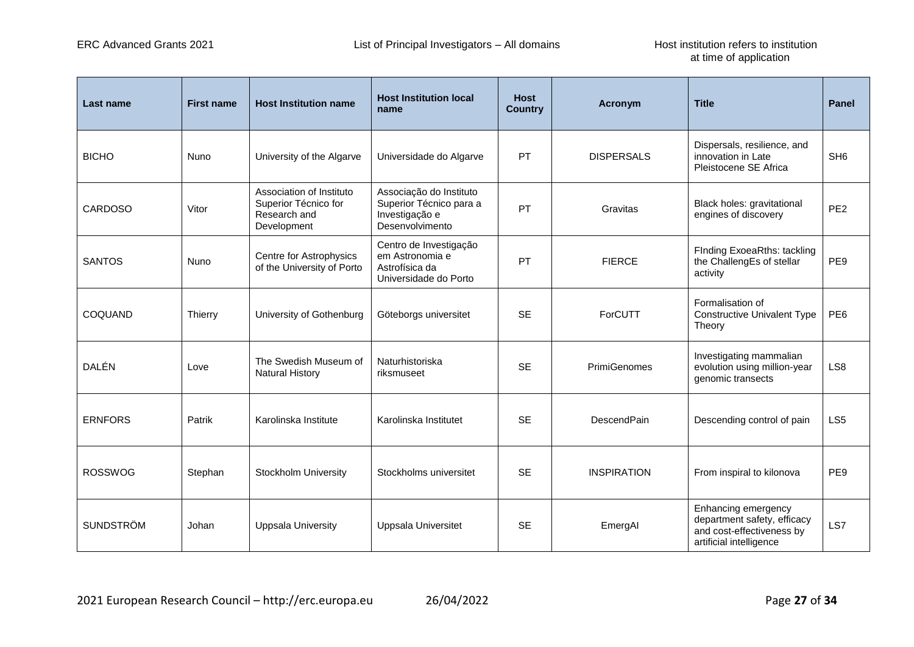| Last name | First name | Host Institution name | Host Institution local name | Host Country | Acronym | Title | Panel |
|---|---|---|---|---|---|---|---|
| BICHO | Nuno | University of the Algarve | Universidade do Algarve | PT | DISPERSALS | Dispersals, resilience, and innovation in Late Pleistocene SE Africa | SH6 |
| CARDOSO | Vitor | Association of Instituto Superior Técnico for Research and Development | Associação do Instituto Superior Técnico para a Investigação e Desenvolvimento | PT | Gravitas | Black holes: gravitational engines of discovery | PE2 |
| SANTOS | Nuno | Centre for Astrophysics of the University of Porto | Centro de Investigação em Astronomia e Astrofísica da Universidade do Porto | PT | FIERCE | FInding ExoeaRths: tackling the ChallengEs of stellar activity | PE9 |
| COQUAND | Thierry | University of Gothenburg | Göteborgs universitet | SE | ForCUTT | Formalisation of Constructive Univalent Type Theory | PE6 |
| DALÉN | Love | The Swedish Museum of Natural History | Naturhistoriska riksmuseet | SE | PrimiGenomes | Investigating mammalian evolution using million-year genomic transects | LS8 |
| ERNFORS | Patrik | Karolinska Institute | Karolinska Institutet | SE | DescendPain | Descending control of pain | LS5 |
| ROSSWOG | Stephan | Stockholm University | Stockholms universitet | SE | INSPIRATION | From inspiral to kilonova | PE9 |
| SUNDSTRÖM | Johan | Uppsala University | Uppsala Universitet | SE | EmergAI | Enhancing emergency department safety, efficacy and cost-effectiveness by artificial intelligence | LS7 |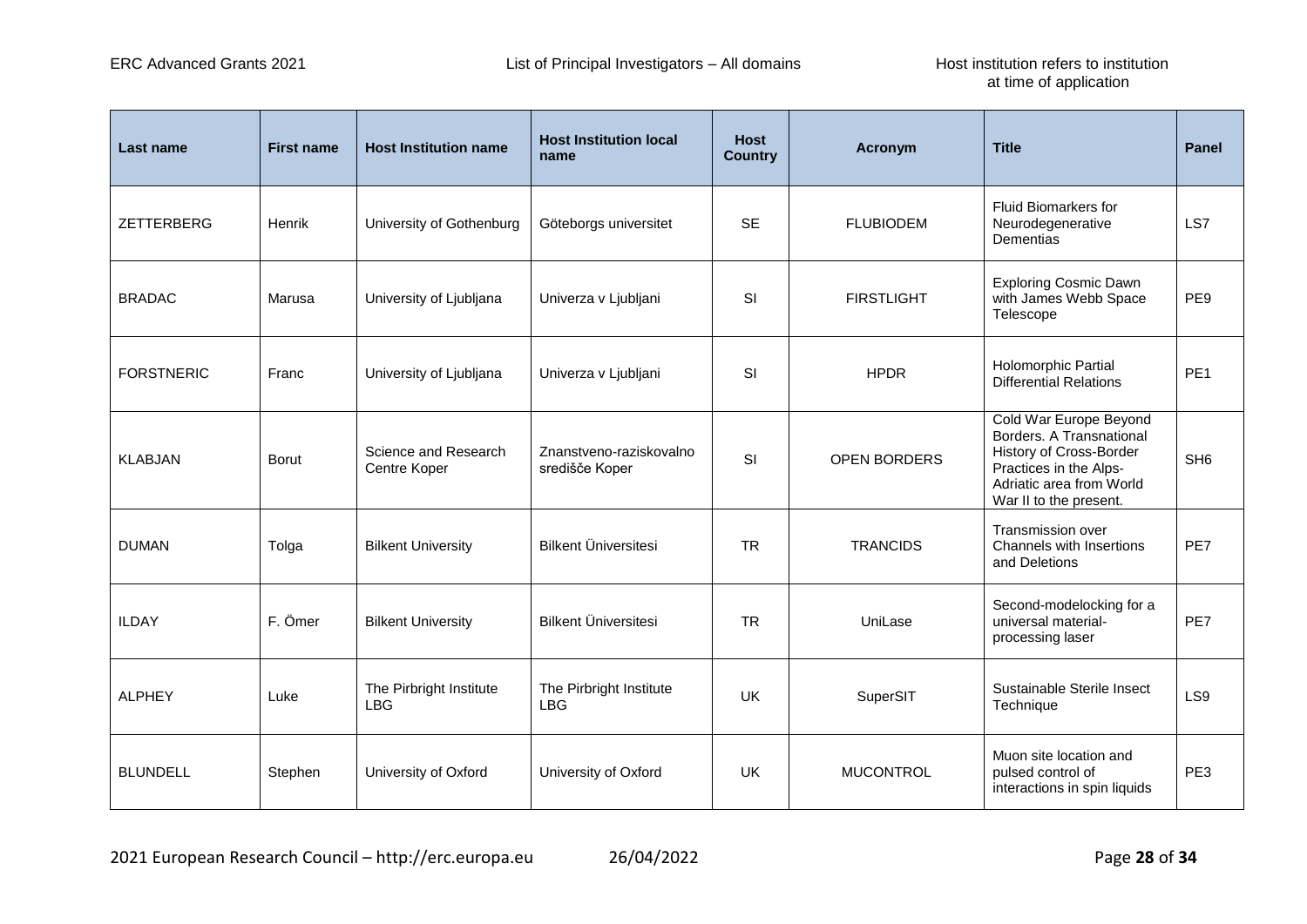| Last name | First name | Host Institution name | Host Institution local name | Host Country | Acronym | Title | Panel |
|---|---|---|---|---|---|---|---|
| ZETTERBERG | Henrik | University of Gothenburg | Göteborgs universitet | SE | FLUBIODEM | Fluid Biomarkers for Neurodegenerative Dementias | LS7 |
| BRADAC | Marusa | University of Ljubljana | Univerza v Ljubljani | SI | FIRSTLIGHT | Exploring Cosmic Dawn with James Webb Space Telescope | PE9 |
| FORSTNERIC | Franc | University of Ljubljana | Univerza v Ljubljani | SI | HPDR | Holomorphic Partial Differential Relations | PE1 |
| KLABJAN | Borut | Science and Research Centre Koper | Znanstveno-raziskovalno središče Koper | SI | OPEN BORDERS | Cold War Europe Beyond Borders. A Transnational History of Cross-Border Practices in the Alps-Adriatic area from World War II to the present. | SH6 |
| DUMAN | Tolga | Bilkent University | Bilkent Üniversitesi | TR | TRANCIDS | Transmission over Channels with Insertions and Deletions | PE7 |
| ILDAY | F. Ömer | Bilkent University | Bilkent Üniversitesi | TR | UniLase | Second-modelocking for a universal material-processing laser | PE7 |
| ALPHEY | Luke | The Pirbright Institute LBG | The Pirbright Institute LBG | UK | SuperSIT | Sustainable Sterile Insect Technique | LS9 |
| BLUNDELL | Stephen | University of Oxford | University of Oxford | UK | MUCONTROL | Muon site location and pulsed control of interactions in spin liquids | PE3 |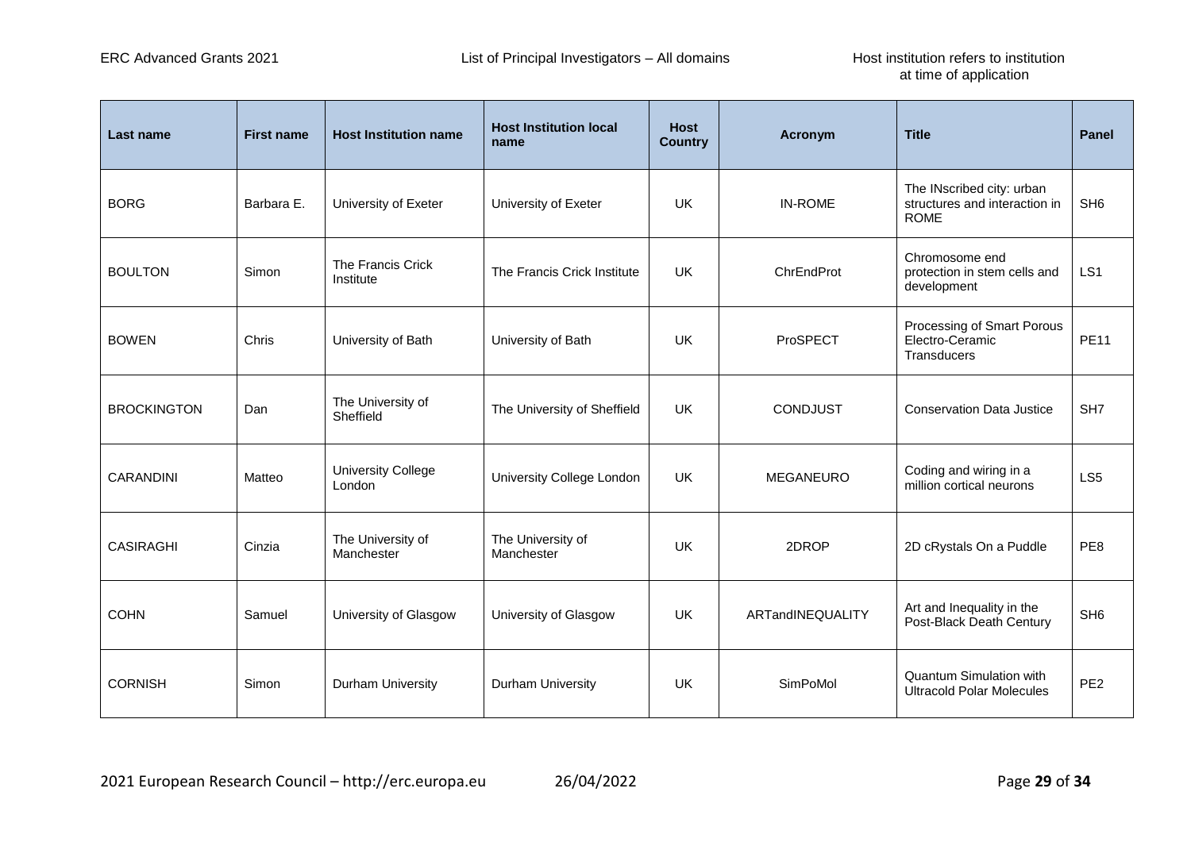| Last name | First name | Host Institution name | Host Institution local name | Host Country | Acronym | Title | Panel |
|---|---|---|---|---|---|---|---|
| BORG | Barbara E. | University of Exeter | University of Exeter | UK | IN-ROME | The INscribed city: urban structures and interaction in ROME | SH6 |
| BOULTON | Simon | The Francis Crick Institute | The Francis Crick Institute | UK | ChrEndProt | Chromosome end protection in stem cells and development | LS1 |
| BOWEN | Chris | University of Bath | University of Bath | UK | ProSPECT | Processing of Smart Porous Electro-Ceramic Transducers | PE11 |
| BROCKINGTON | Dan | The University of Sheffield | The University of Sheffield | UK | CONDJUST | Conservation Data Justice | SH7 |
| CARANDINI | Matteo | University College London | University College London | UK | MEGANEURO | Coding and wiring in a million cortical neurons | LS5 |
| CASIRAGHI | Cinzia | The University of Manchester | The University of Manchester | UK | 2DROP | 2D cRystals On a Puddle | PE8 |
| COHN | Samuel | University of Glasgow | University of Glasgow | UK | ARTandINEQUALITY | Art and Inequality in the Post-Black Death Century | SH6 |
| CORNISH | Simon | Durham University | Durham University | UK | SimPoMol | Quantum Simulation with Ultracold Polar Molecules | PE2 |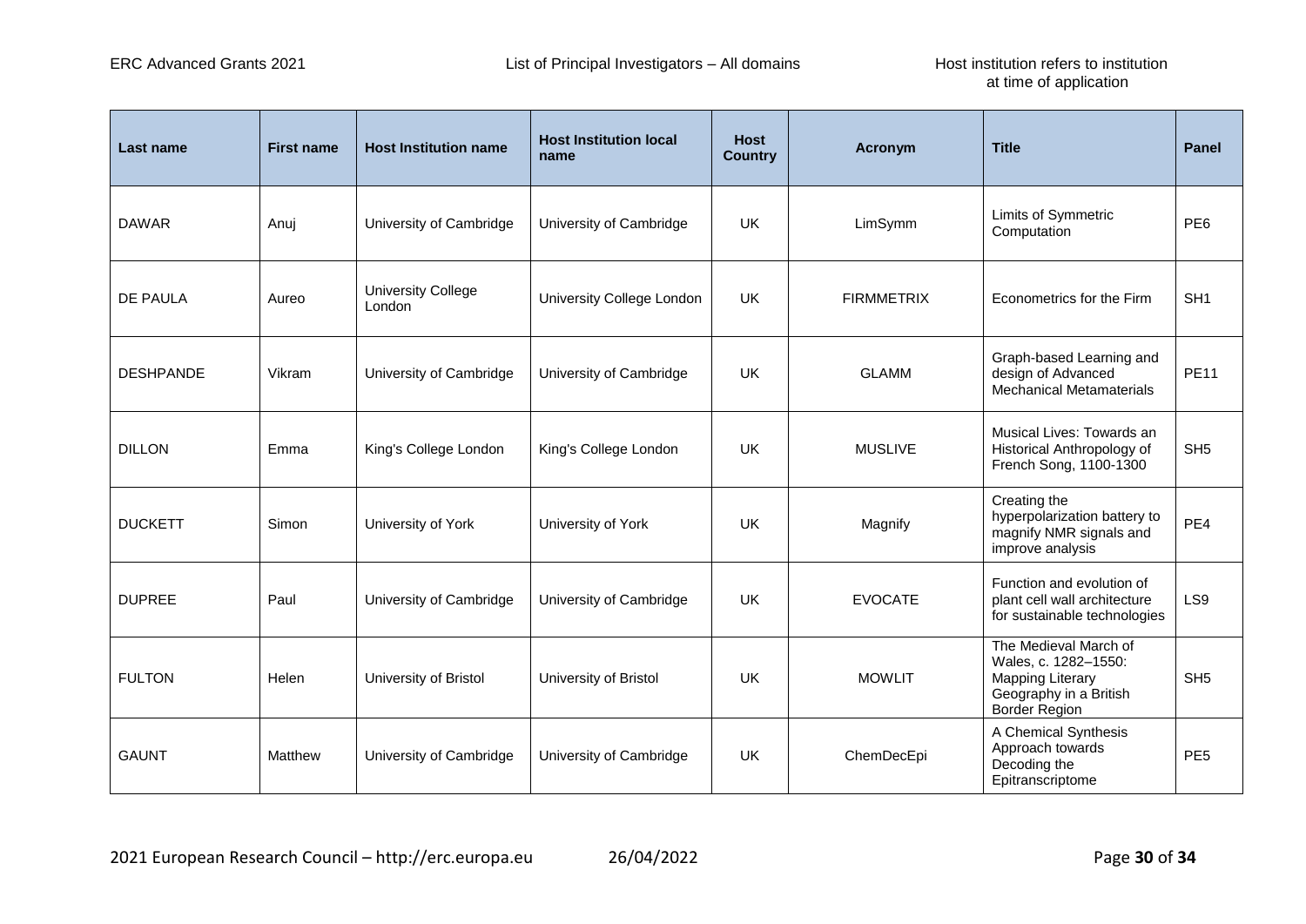| Last name | First name | Host Institution name | Host Institution local name | Host Country | Acronym | Title | Panel |
|---|---|---|---|---|---|---|---|
| DAWAR | Anuj | University of Cambridge | University of Cambridge | UK | LimSymm | Limits of Symmetric Computation | PE6 |
| DE PAULA | Aureo | University College London | University College London | UK | FIRMMETRIX | Econometrics for the Firm | SH1 |
| DESHPANDE | Vikram | University of Cambridge | University of Cambridge | UK | GLAMM | Graph-based Learning and design of Advanced Mechanical Metamaterials | PE11 |
| DILLON | Emma | King's College London | King's College London | UK | MUSLIVE | Musical Lives: Towards an Historical Anthropology of French Song, 1100-1300 | SH5 |
| DUCKETT | Simon | University of York | University of York | UK | Magnify | Creating the hyperpolarization battery to magnify NMR signals and improve analysis | PE4 |
| DUPREE | Paul | University of Cambridge | University of Cambridge | UK | EVOCATE | Function and evolution of plant cell wall architecture for sustainable technologies | LS9 |
| FULTON | Helen | University of Bristol | University of Bristol | UK | MOWLIT | The Medieval March of Wales, c. 1282–1550: Mapping Literary Geography in a British Border Region | SH5 |
| GAUNT | Matthew | University of Cambridge | University of Cambridge | UK | ChemDecEpi | A Chemical Synthesis Approach towards Decoding the Epitranscriptome | PE5 |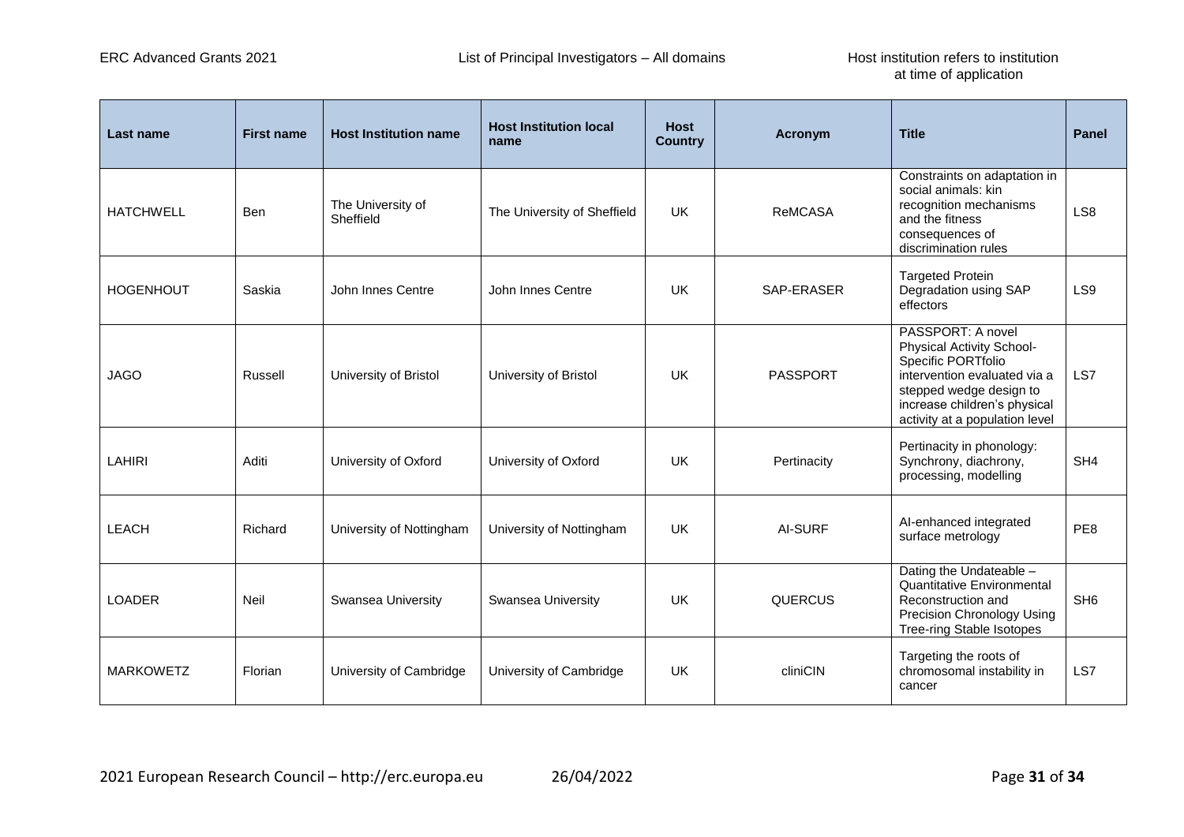| Last name | First name | Host Institution name | Host Institution local name | Host Country | Acronym | Title | Panel |
| --- | --- | --- | --- | --- | --- | --- | --- |
| HATCHWELL | Ben | The University of Sheffield | The University of Sheffield | UK | ReMCASA | Constraints on adaptation in social animals: kin recognition mechanisms and the fitness consequences of discrimination rules | LS8 |
| HOGENHOUT | Saskia | John Innes Centre | John Innes Centre | UK | SAP-ERASER | Targeted Protein Degradation using SAP effectors | LS9 |
| JAGO | Russell | University of Bristol | University of Bristol | UK | PASSPORT | PASSPORT: A novel Physical Activity School-Specific PORTfolio intervention evaluated via a stepped wedge design to increase children's physical activity at a population level | LS7 |
| LAHIRI | Aditi | University of Oxford | University of Oxford | UK | Pertinacity | Pertinacity in phonology: Synchrony, diachrony, processing, modelling | SH4 |
| LEACH | Richard | University of Nottingham | University of Nottingham | UK | AI-SURF | AI-enhanced integrated surface metrology | PE8 |
| LOADER | Neil | Swansea University | Swansea University | UK | QUERCUS | Dating the Undateable – Quantitative Environmental Reconstruction and Precision Chronology Using Tree-ring Stable Isotopes | SH6 |
| MARKOWETZ | Florian | University of Cambridge | University of Cambridge | UK | cliniCIN | Targeting the roots of chromosomal instability in cancer | LS7 |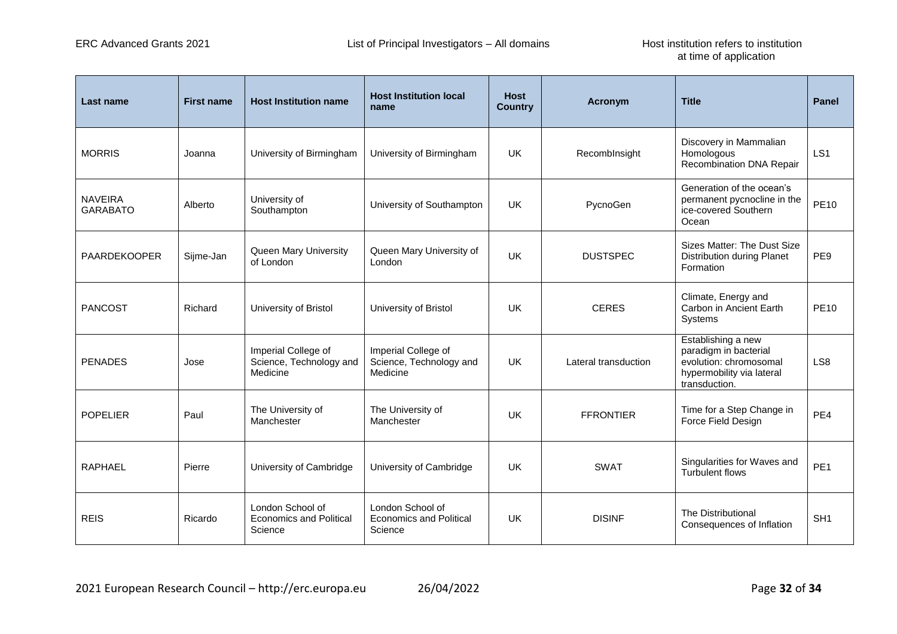| Last name | First name | Host Institution name | Host Institution local name | Host Country | Acronym | Title | Panel |
|---|---|---|---|---|---|---|---|
| MORRIS | Joanna | University of Birmingham | University of Birmingham | UK | RecombInsight | Discovery in Mammalian Homologous Recombination DNA Repair | LS1 |
| NAVEIRA GARABATO | Alberto | University of Southampton | University of Southampton | UK | PycnoGen | Generation of the ocean's permanent pycnocline in the ice-covered Southern Ocean | PE10 |
| PAARDEKOOPER | Sijme-Jan | Queen Mary University of London | Queen Mary University of London | UK | DUSTSPEC | Sizes Matter: The Dust Size Distribution during Planet Formation | PE9 |
| PANCOST | Richard | University of Bristol | University of Bristol | UK | CERES | Climate, Energy and Carbon in Ancient Earth Systems | PE10 |
| PENADES | Jose | Imperial College of Science, Technology and Medicine | Imperial College of Science, Technology and Medicine | UK | Lateral transduction | Establishing a new paradigm in bacterial evolution: chromosomal hypermobility via lateral transduction. | LS8 |
| POPELIER | Paul | The University of Manchester | The University of Manchester | UK | FFRONTIER | Time for a Step Change in Force Field Design | PE4 |
| RAPHAEL | Pierre | University of Cambridge | University of Cambridge | UK | SWAT | Singularities for Waves and Turbulent flows | PE1 |
| REIS | Ricardo | London School of Economics and Political Science | London School of Economics and Political Science | UK | DISINF | The Distributional Consequences of Inflation | SH1 |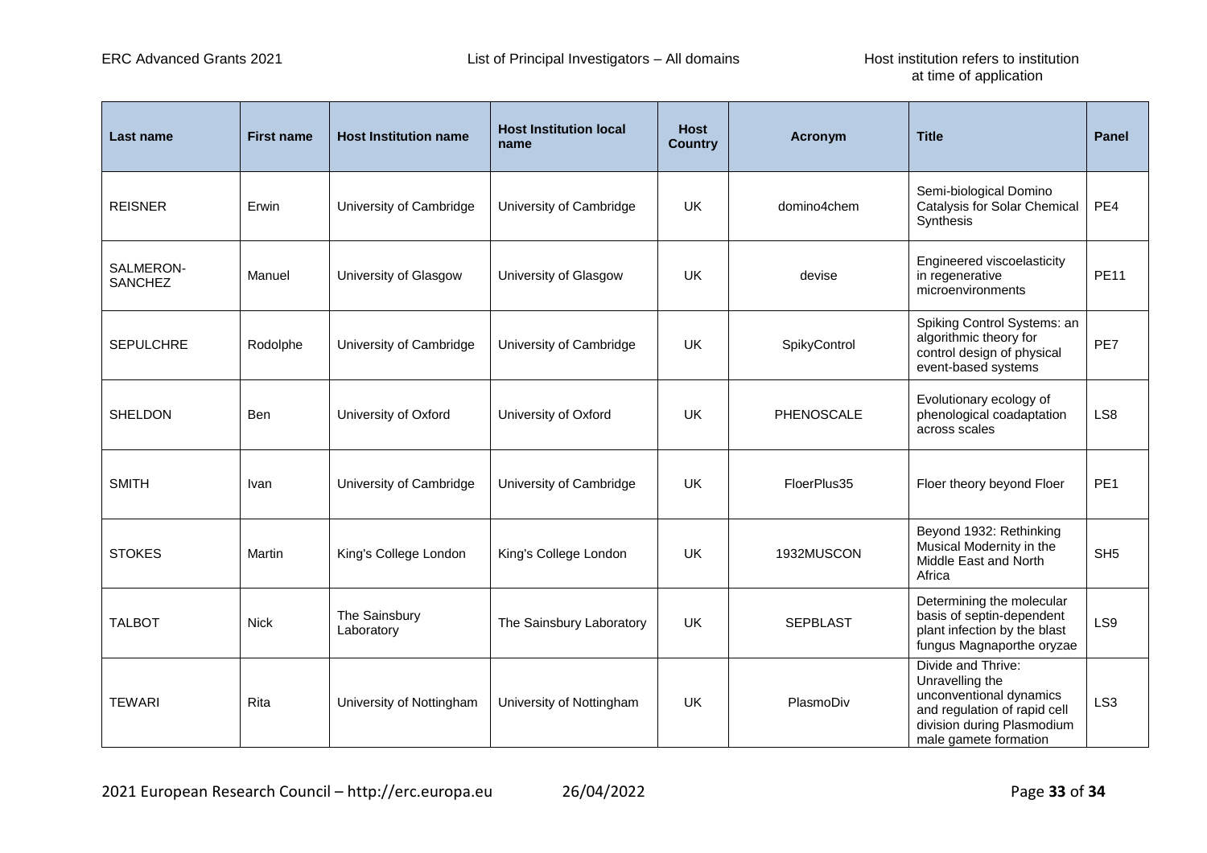| Last name | First name | Host Institution name | Host Institution local name | Host Country | Acronym | Title | Panel |
|---|---|---|---|---|---|---|---|
| REISNER | Erwin | University of Cambridge | University of Cambridge | UK | domino4chem | Semi-biological Domino Catalysis for Solar Chemical Synthesis | PE4 |
| SALMERON-SANCHEZ | Manuel | University of Glasgow | University of Glasgow | UK | devise | Engineered viscoelasticity in regenerative microenvironments | PE11 |
| SEPULCHRE | Rodolphe | University of Cambridge | University of Cambridge | UK | SpikyControl | Spiking Control Systems: an algorithmic theory for control design of physical event-based systems | PE7 |
| SHELDON | Ben | University of Oxford | University of Oxford | UK | PHENOSCALE | Evolutionary ecology of phenological coadaptation across scales | LS8 |
| SMITH | Ivan | University of Cambridge | University of Cambridge | UK | FloerPlus35 | Floer theory beyond Floer | PE1 |
| STOKES | Martin | King's College London | King's College London | UK | 1932MUSCON | Beyond 1932: Rethinking Musical Modernity in the Middle East and North Africa | SH5 |
| TALBOT | Nick | The Sainsbury Laboratory | The Sainsbury Laboratory | UK | SEPBLAST | Determining the molecular basis of septin-dependent plant infection by the blast fungus Magnaporthe oryzae | LS9 |
| TEWARI | Rita | University of Nottingham | University of Nottingham | UK | PlasmoDiv | Divide and Thrive: Unravelling the unconventional dynamics and regulation of rapid cell division during Plasmodium male gamete formation | LS3 |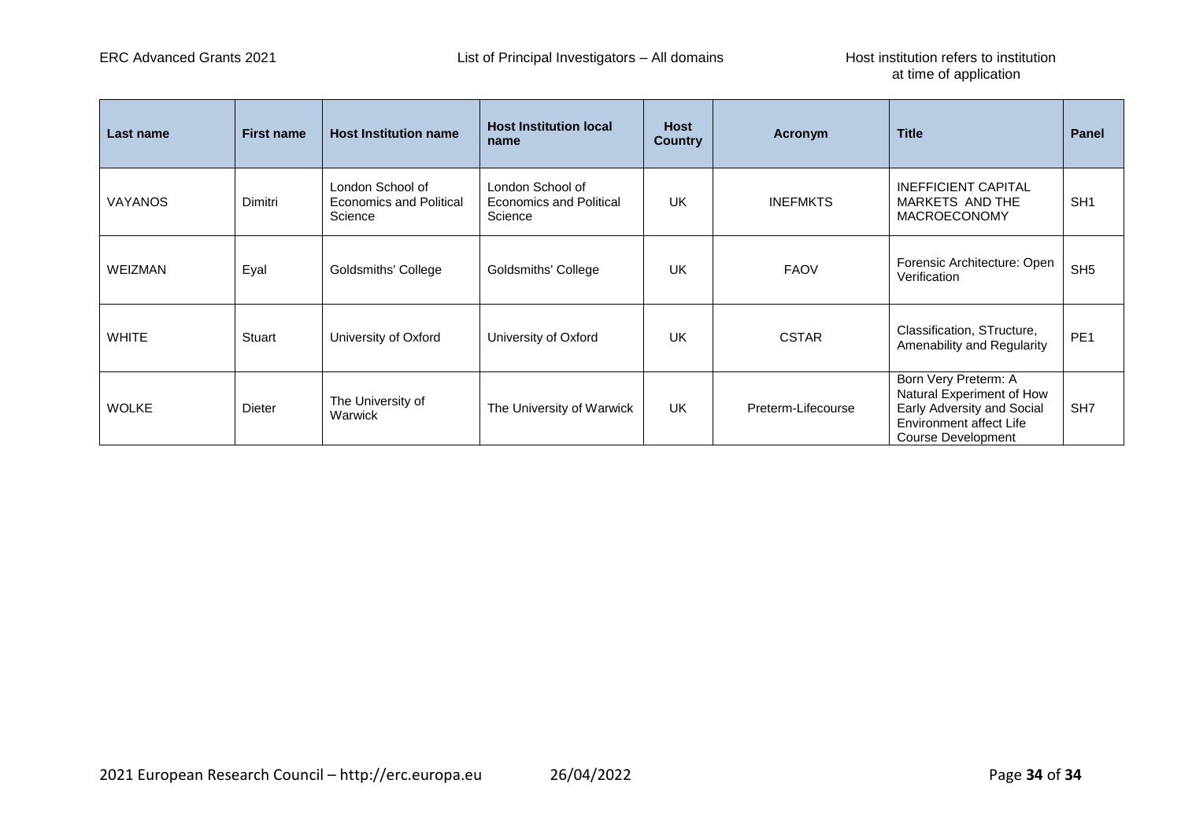| Last name | First name | Host Institution name | Host Institution local name | Host Country | Acronym | Title | Panel |
|---|---|---|---|---|---|---|---|
| VAYANOS | Dimitri | London School of Economics and Political Science | London School of Economics and Political Science | UK | INEFMKTS | INEFFICIENT CAPITAL MARKETS AND THE MACROECONOMY | SH1 |
| WEIZMAN | Eyal | Goldsmiths' College | Goldsmiths' College | UK | FAOV | Forensic Architecture: Open Verification | SH5 |
| WHITE | Stuart | University of Oxford | University of Oxford | UK | CSTAR | Classification, STructure, Amenability and Regularity | PE1 |
| WOLKE | Dieter | The University of Warwick | The University of Warwick | UK | Preterm-Lifecourse | Born Very Preterm: A Natural Experiment of How Early Adversity and Social Environment affect Life Course Development | SH7 |